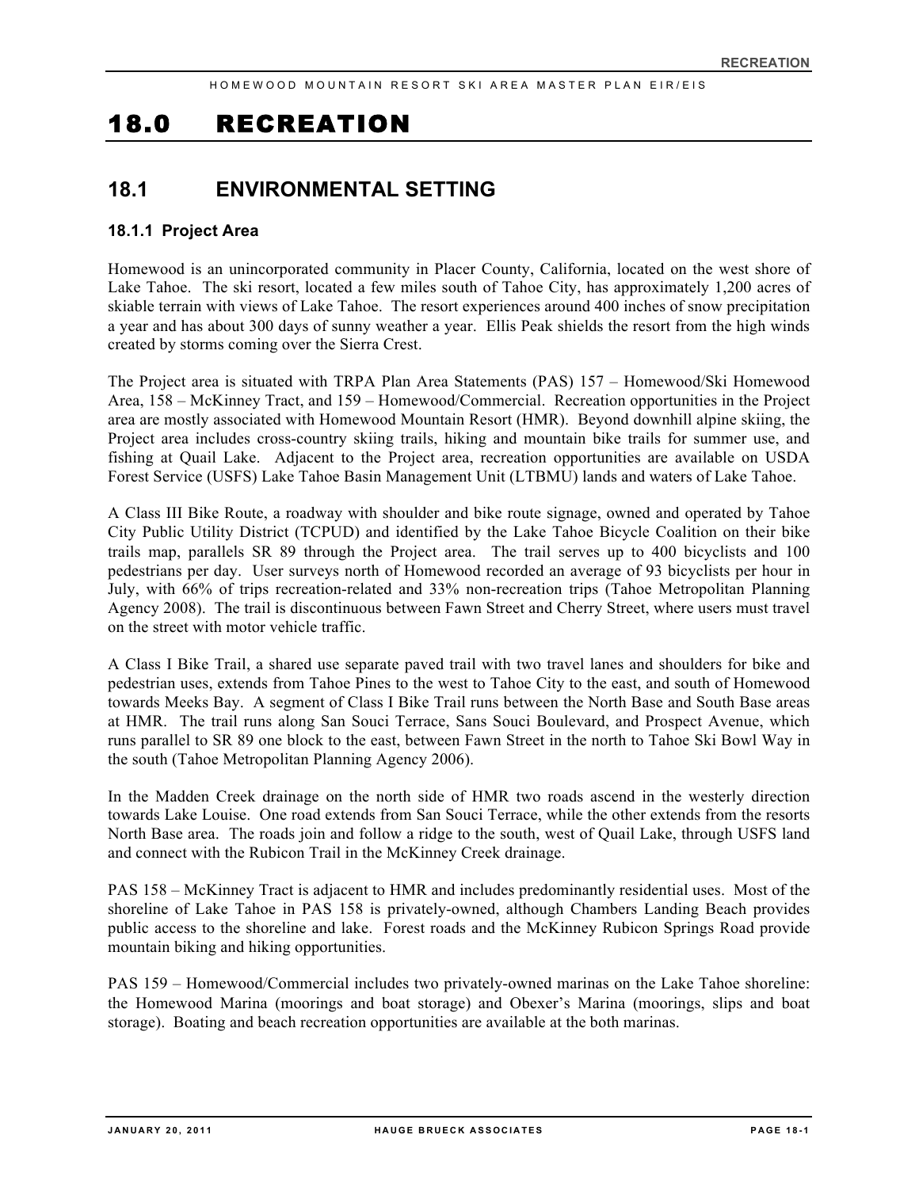# 18.0 RECREATION

## 18.1 ENVIRONMENTAL SETTING

### 18.1.1 Project Area

Homewood is an unincorporated community in Placer County, California, located on the west shore of Lake Tahoe. The ski resort, located a few miles south of Tahoe City, has approximately 1,200 acres of skiable terrain with views of Lake Tahoe. The resort experiences around 400 inches of snow precipitation a year and has about 300 days of sunny weather a year. Ellis Peak shields the resort from the high winds created by storms coming over the Sierra Crest.

The Project area is situated with TRPA Plan Area Statements (PAS) 157 – Homewood/Ski Homewood Area, 158 – McKinney Tract, and 159 – Homewood/Commercial. Recreation opportunities in the Project area are mostly associated with Homewood Mountain Resort (HMR). Beyond downhill alpine skiing, the Project area includes cross-country skiing trails, hiking and mountain bike trails for summer use, and fishing at Quail Lake. Adjacent to the Project area, recreation opportunities are available on USDA Forest Service (USFS) Lake Tahoe Basin Management Unit (LTBMU) lands and waters of Lake Tahoe.

A Class III Bike Route, a roadway with shoulder and bike route signage, owned and operated by Tahoe City Public Utility District (TCPUD) and identified by the Lake Tahoe Bicycle Coalition on their bike trails map, parallels SR 89 through the Project area. The trail serves up to 400 bicyclists and 100 pedestrians per day. User surveys north of Homewood recorded an average of 93 bicyclists per hour in July, with 66% of trips recreation-related and 33% non-recreation trips (Tahoe Metropolitan Planning Agency 2008). The trail is discontinuous between Fawn Street and Cherry Street, where users must travel on the street with motor vehicle traffic.

A Class I Bike Trail, a shared use separate paved trail with two travel lanes and shoulders for bike and pedestrian uses, extends from Tahoe Pines to the west to Tahoe City to the east, and south of Homewood towards Meeks Bay. A segment of Class I Bike Trail runs between the North Base and South Base areas at HMR. The trail runs along San Souci Terrace, Sans Souci Boulevard, and Prospect Avenue, which runs parallel to SR 89 one block to the east, between Fawn Street in the north to Tahoe Ski Bowl Way in the south (Tahoe Metropolitan Planning Agency 2006).

In the Madden Creek drainage on the north side of HMR two roads ascend in the westerly direction towards Lake Louise. One road extends from San Souci Terrace, while the other extends from the resorts North Base area. The roads join and follow a ridge to the south, west of Quail Lake, through USFS land and connect with the Rubicon Trail in the McKinney Creek drainage.

PAS 158 – McKinney Tract is adjacent to HMR and includes predominantly residential uses. Most of the shoreline of Lake Tahoe in PAS 158 is privately-owned, although Chambers Landing Beach provides public access to the shoreline and lake. Forest roads and the McKinney Rubicon Springs Road provide mountain biking and hiking opportunities.

PAS 159 – Homewood/Commercial includes two privately-owned marinas on the Lake Tahoe shoreline: the Homewood Marina (moorings and boat storage) and Obexer's Marina (moorings, slips and boat storage). Boating and beach recreation opportunities are available at the both marinas.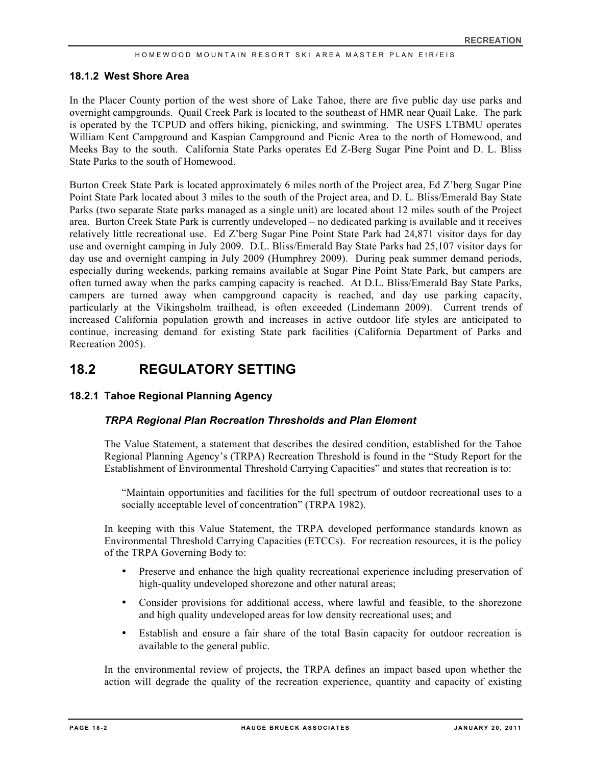### 18.1.2 West Shore Area

In the Placer County portion of the west shore of Lake Tahoe, there are five public day use parks and overnight campgrounds. Quail Creek Park is located to the southeast of HMR near Quail Lake. The park is operated by the TCPUD and offers hiking, picnicking, and swimming. The USFS LTBMU operates William Kent Campground and Kaspian Campground and Picnic Area to the north of Homewood, and Meeks Bay to the south. California State Parks operates Ed Z-Berg Sugar Pine Point and D. L. Bliss State Parks to the south of Homewood.

Burton Creek State Park is located approximately 6 miles north of the Project area, Ed Z'berg Sugar Pine Point State Park located about 3 miles to the south of the Project area, and D. L. Bliss/Emerald Bay State Parks (two separate State parks managed as a single unit) are located about 12 miles south of the Project area. Burton Creek State Park is currently undeveloped – no dedicated parking is available and it receives relatively little recreational use. Ed Z'berg Sugar Pine Point State Park had 24,871 visitor days for day use and overnight camping in July 2009. D.L. Bliss/Emerald Bay State Parks had 25,107 visitor days for day use and overnight camping in July 2009 (Humphrey 2009). During peak summer demand periods, especially during weekends, parking remains available at Sugar Pine Point State Park, but campers are often turned away when the parks camping capacity is reached. At D.L. Bliss/Emerald Bay State Parks, campers are turned away when campground capacity is reached, and day use parking capacity, particularly at the Vikingsholm trailhead, is often exceeded (Lindemann 2009). Current trends of increased California population growth and increases in active outdoor life styles are anticipated to continue, increasing demand for existing State park facilities (California Department of Parks and Recreation 2005).

## 18.2 REGULATORY SETTING

### 18.2.1 Tahoe Regional Planning Agency

#### *TRPA Regional Plan Recreation Thresholds and Plan Element*

The Value Statement, a statement that describes the desired condition, established for the Tahoe Regional Planning Agency's (TRPA) Recreation Threshold is found in the "Study Report for the Establishment of Environmental Threshold Carrying Capacities" and states that recreation is to:

> "Maintain opportunities and facilities for the full spectrum of outdoor recreational uses to a socially acceptable level of concentration" (TRPA 1982).

In keeping with this Value Statement, the TRPA developed performance standards known as Environmental Threshold Carrying Capacities (ETCCs). For recreation resources, it is the policy of the TRPA Governing Body to:

- Preserve and enhance the high quality recreational experience including preservation of high-quality undeveloped shorezone and other natural areas;
- Consider provisions for additional access, where lawful and feasible, to the shorezone and high quality undeveloped areas for low density recreational uses; and
- Establish and ensure a fair share of the total Basin capacity for outdoor recreation is available to the general public.

In the environmental review of projects, the TRPA defines an impact based upon whether the action will degrade the quality of the recreation experience, quantity and capacity of existing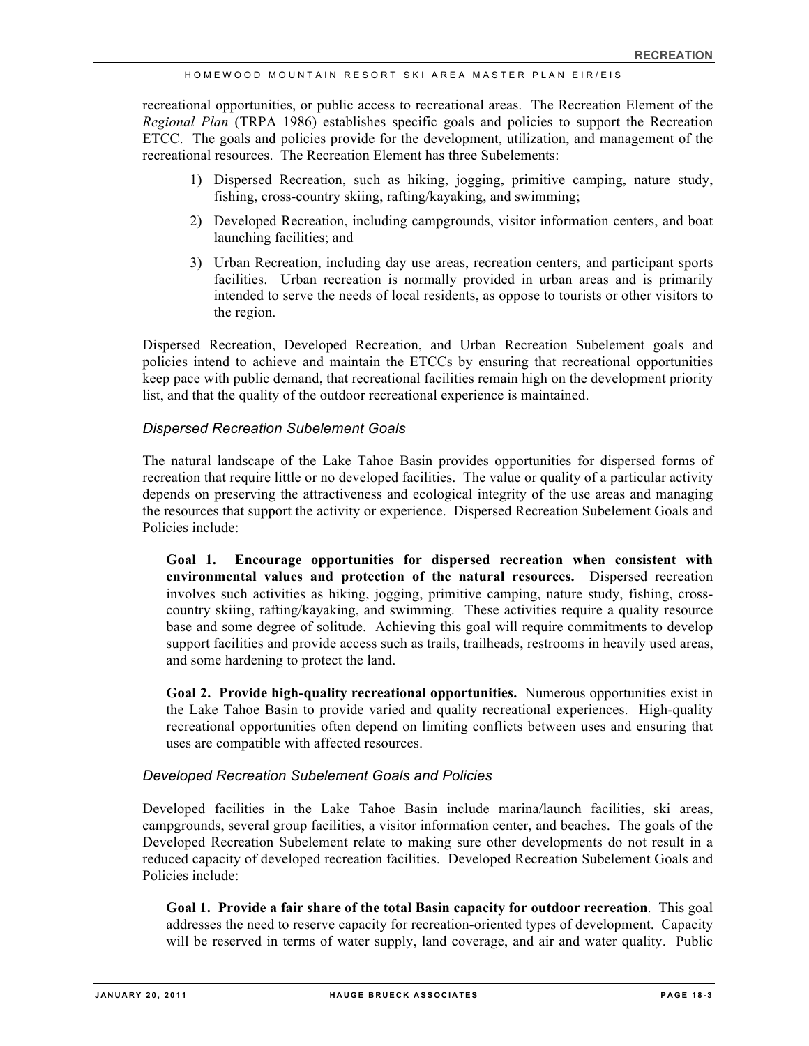recreational opportunities, or public access to recreational areas. The Recreation Element of the *Regional Plan* (TRPA 1986) establishes specific goals and policies to support the Recreation ETCC. The goals and policies provide for the development, utilization, and management of the recreational resources. The Recreation Element has three Subelements:

1) Dispersed Recreation, such as hiking, jogging, primitive camping, nature study, fishing, cross-country skiing, rafting/kayaking, and swimming;
2) Developed Recreation, including campgrounds, visitor information centers, and boat launching facilities; and
3) Urban Recreation, including day use areas, recreation centers, and participant sports facilities. Urban recreation is normally provided in urban areas and is primarily intended to serve the needs of local residents, as oppose to tourists or other visitors to the region.

Dispersed Recreation, Developed Recreation, and Urban Recreation Subelement goals and policies intend to achieve and maintain the ETCCs by ensuring that recreational opportunities keep pace with public demand, that recreational facilities remain high on the development priority list, and that the quality of the outdoor recreational experience is maintained.

### *Dispersed Recreation Subelement Goals*

The natural landscape of the Lake Tahoe Basin provides opportunities for dispersed forms of recreation that require little or no developed facilities. The value or quality of a particular activity depends on preserving the attractiveness and ecological integrity of the use areas and managing the resources that support the activity or experience. Dispersed Recreation Subelement Goals and Policies include:

**Goal 1. Encourage opportunities for dispersed recreation when consistent with environmental values and protection of the natural resources.** Dispersed recreation involves such activities as hiking, jogging, primitive camping, nature study, fishing, cross-country skiing, rafting/kayaking, and swimming. These activities require a quality resource base and some degree of solitude. Achieving this goal will require commitments to develop support facilities and provide access such as trails, trailheads, restrooms in heavily used areas, and some hardening to protect the land.

**Goal 2. Provide high-quality recreational opportunities.** Numerous opportunities exist in the Lake Tahoe Basin to provide varied and quality recreational experiences. High-quality recreational opportunities often depend on limiting conflicts between uses and ensuring that uses are compatible with affected resources.

### *Developed Recreation Subelement Goals and Policies*

Developed facilities in the Lake Tahoe Basin include marina/launch facilities, ski areas, campgrounds, several group facilities, a visitor information center, and beaches. The goals of the Developed Recreation Subelement relate to making sure other developments do not result in a reduced capacity of developed recreation facilities. Developed Recreation Subelement Goals and Policies include:

**Goal 1. Provide a fair share of the total Basin capacity for outdoor recreation**. This goal addresses the need to reserve capacity for recreation-oriented types of development. Capacity will be reserved in terms of water supply, land coverage, and air and water quality. Public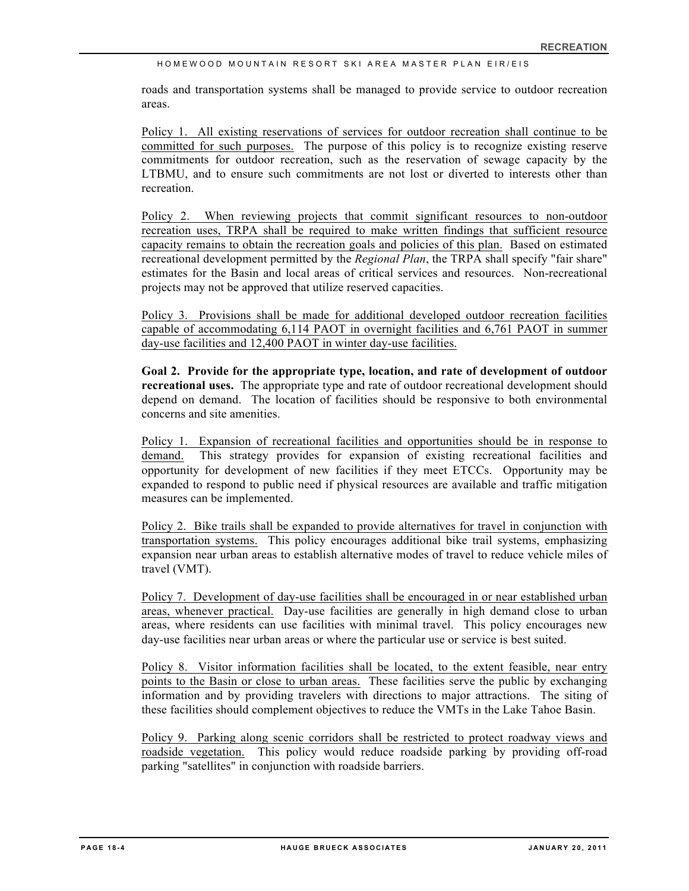roads and transportation systems shall be managed to provide service to outdoor recreation areas.

Policy 1. All existing reservations of services for outdoor recreation shall continue to be committed for such purposes. The purpose of this policy is to recognize existing reserve commitments for outdoor recreation, such as the reservation of sewage capacity by the LTBMU, and to ensure such commitments are not lost or diverted to interests other than recreation.

Policy 2. When reviewing projects that commit significant resources to non-outdoor recreation uses, TRPA shall be required to make written findings that sufficient resource capacity remains to obtain the recreation goals and policies of this plan. Based on estimated recreational development permitted by the *Regional Plan*, the TRPA shall specify "fair share" estimates for the Basin and local areas of critical services and resources. Non-recreational projects may not be approved that utilize reserved capacities.

Policy 3. Provisions shall be made for additional developed outdoor recreation facilities capable of accommodating 6,114 PAOT in overnight facilities and 6,761 PAOT in summer day-use facilities and 12,400 PAOT in winter day-use facilities.

**Goal 2. Provide for the appropriate type, location, and rate of development of outdoor recreational uses.** The appropriate type and rate of outdoor recreational development should depend on demand. The location of facilities should be responsive to both environmental concerns and site amenities.

Policy 1. Expansion of recreational facilities and opportunities should be in response to demand. This strategy provides for expansion of existing recreational facilities and opportunity for development of new facilities if they meet ETCCs. Opportunity may be expanded to respond to public need if physical resources are available and traffic mitigation measures can be implemented.

Policy 2. Bike trails shall be expanded to provide alternatives for travel in conjunction with transportation systems. This policy encourages additional bike trail systems, emphasizing expansion near urban areas to establish alternative modes of travel to reduce vehicle miles of travel (VMT).

Policy 7. Development of day-use facilities shall be encouraged in or near established urban areas, whenever practical. Day-use facilities are generally in high demand close to urban areas, where residents can use facilities with minimal travel. This policy encourages new day-use facilities near urban areas or where the particular use or service is best suited.

Policy 8. Visitor information facilities shall be located, to the extent feasible, near entry points to the Basin or close to urban areas. These facilities serve the public by exchanging information and by providing travelers with directions to major attractions. The siting of these facilities should complement objectives to reduce the VMTs in the Lake Tahoe Basin.

Policy 9. Parking along scenic corridors shall be restricted to protect roadway views and roadside vegetation. This policy would reduce roadside parking by providing off-road parking "satellites" in conjunction with roadside barriers.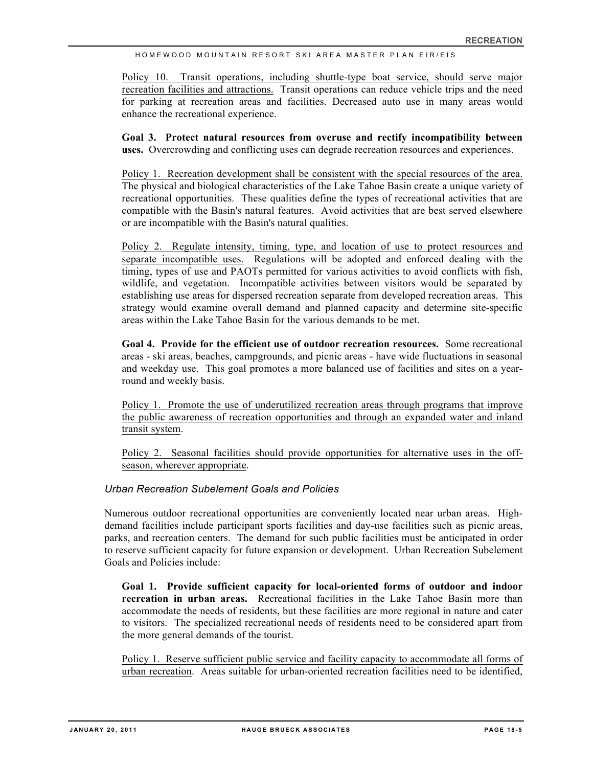Policy 10. Transit operations, including shuttle-type boat service, should serve major recreation facilities and attractions. Transit operations can reduce vehicle trips and the need for parking at recreation areas and facilities. Decreased auto use in many areas would enhance the recreational experience.

**Goal 3. Protect natural resources from overuse and rectify incompatibility between uses.** Overcrowding and conflicting uses can degrade recreation resources and experiences.

Policy 1. Recreation development shall be consistent with the special resources of the area. The physical and biological characteristics of the Lake Tahoe Basin create a unique variety of recreational opportunities. These qualities define the types of recreational activities that are compatible with the Basin's natural features. Avoid activities that are best served elsewhere or are incompatible with the Basin's natural qualities.

Policy 2. Regulate intensity, timing, type, and location of use to protect resources and separate incompatible uses. Regulations will be adopted and enforced dealing with the timing, types of use and PAOTs permitted for various activities to avoid conflicts with fish, wildlife, and vegetation. Incompatible activities between visitors would be separated by establishing use areas for dispersed recreation separate from developed recreation areas. This strategy would examine overall demand and planned capacity and determine site-specific areas within the Lake Tahoe Basin for the various demands to be met.

**Goal 4. Provide for the efficient use of outdoor recreation resources.** Some recreational areas - ski areas, beaches, campgrounds, and picnic areas - have wide fluctuations in seasonal and weekday use. This goal promotes a more balanced use of facilities and sites on a year-round and weekly basis.

Policy 1. Promote the use of underutilized recreation areas through programs that improve the public awareness of recreation opportunities and through an expanded water and inland transit system.

Policy 2. Seasonal facilities should provide opportunities for alternative uses in the off-season, wherever appropriate.

*Urban Recreation Subelement Goals and Policies*

Numerous outdoor recreational opportunities are conveniently located near urban areas. High-demand facilities include participant sports facilities and day-use facilities such as picnic areas, parks, and recreation centers. The demand for such public facilities must be anticipated in order to reserve sufficient capacity for future expansion or development. Urban Recreation Subelement Goals and Policies include:

**Goal 1. Provide sufficient capacity for local-oriented forms of outdoor and indoor recreation in urban areas.** Recreational facilities in the Lake Tahoe Basin more than accommodate the needs of residents, but these facilities are more regional in nature and cater to visitors. The specialized recreational needs of residents need to be considered apart from the more general demands of the tourist.

Policy 1. Reserve sufficient public service and facility capacity to accommodate all forms of urban recreation. Areas suitable for urban-oriented recreation facilities need to be identified,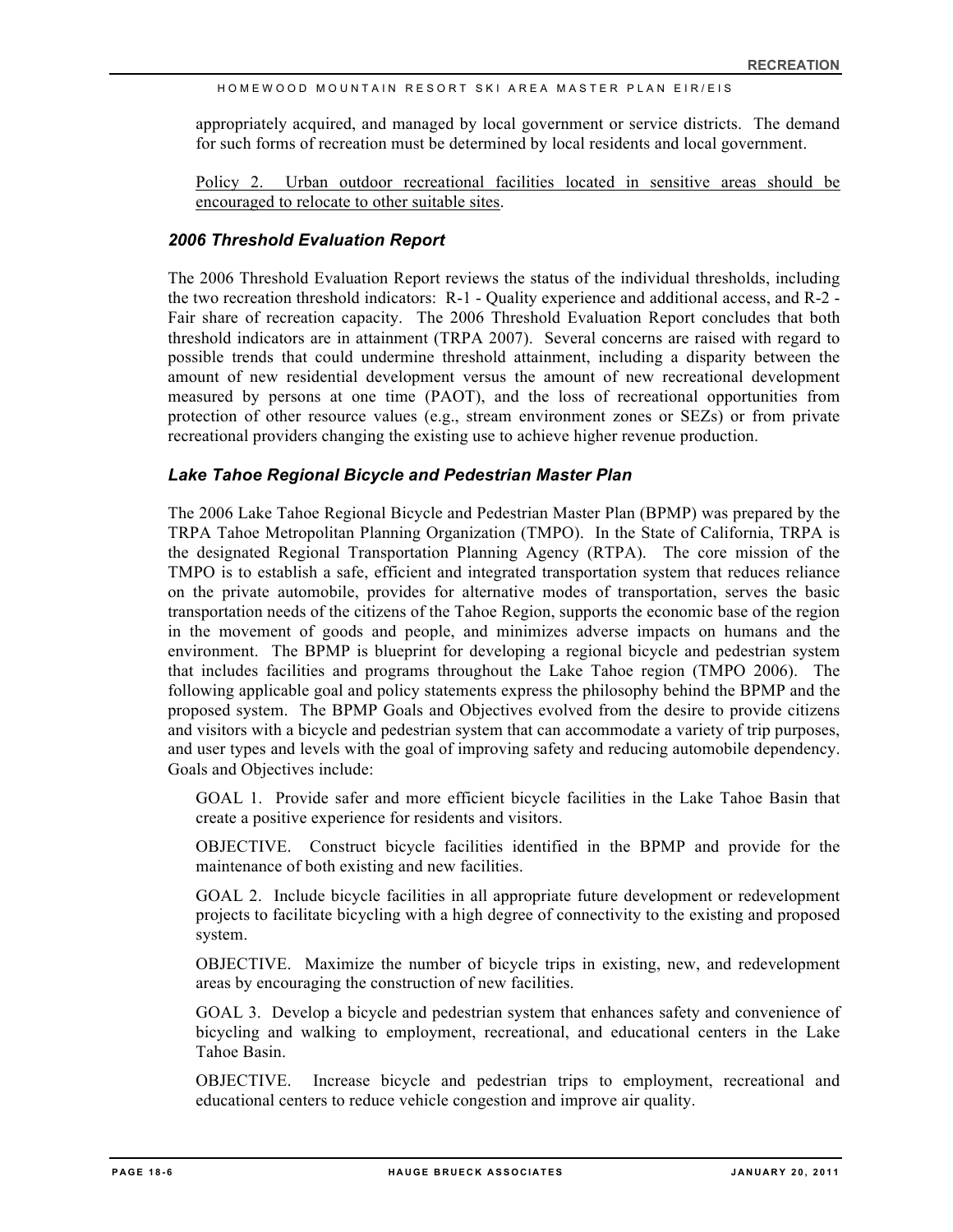appropriately acquired, and managed by local government or service districts. The demand for such forms of recreation must be determined by local residents and local government.

<u>Policy 2. Urban outdoor recreational facilities located in sensitive areas should be encouraged to relocate to other suitable sites</u>.

### *2006 Threshold Evaluation Report*

The 2006 Threshold Evaluation Report reviews the status of the individual thresholds, including the two recreation threshold indicators: R-1 - Quality experience and additional access, and R-2 - Fair share of recreation capacity. The 2006 Threshold Evaluation Report concludes that both threshold indicators are in attainment (TRPA 2007). Several concerns are raised with regard to possible trends that could undermine threshold attainment, including a disparity between the amount of new residential development versus the amount of new recreational development measured by persons at one time (PAOT), and the loss of recreational opportunities from protection of other resource values (e.g., stream environment zones or SEZs) or from private recreational providers changing the existing use to achieve higher revenue production.

### *Lake Tahoe Regional Bicycle and Pedestrian Master Plan*

The 2006 Lake Tahoe Regional Bicycle and Pedestrian Master Plan (BPMP) was prepared by the TRPA Tahoe Metropolitan Planning Organization (TMPO). In the State of California, TRPA is the designated Regional Transportation Planning Agency (RTPA). The core mission of the TMPO is to establish a safe, efficient and integrated transportation system that reduces reliance on the private automobile, provides for alternative modes of transportation, serves the basic transportation needs of the citizens of the Tahoe Region, supports the economic base of the region in the movement of goods and people, and minimizes adverse impacts on humans and the environment. The BPMP is blueprint for developing a regional bicycle and pedestrian system that includes facilities and programs throughout the Lake Tahoe region (TMPO 2006). The following applicable goal and policy statements express the philosophy behind the BPMP and the proposed system. The BPMP Goals and Objectives evolved from the desire to provide citizens and visitors with a bicycle and pedestrian system that can accommodate a variety of trip purposes, and user types and levels with the goal of improving safety and reducing automobile dependency. Goals and Objectives include:

GOAL 1. Provide safer and more efficient bicycle facilities in the Lake Tahoe Basin that create a positive experience for residents and visitors.

OBJECTIVE. Construct bicycle facilities identified in the BPMP and provide for the maintenance of both existing and new facilities.

GOAL 2. Include bicycle facilities in all appropriate future development or redevelopment projects to facilitate bicycling with a high degree of connectivity to the existing and proposed system.

OBJECTIVE. Maximize the number of bicycle trips in existing, new, and redevelopment areas by encouraging the construction of new facilities.

GOAL 3. Develop a bicycle and pedestrian system that enhances safety and convenience of bicycling and walking to employment, recreational, and educational centers in the Lake Tahoe Basin.

OBJECTIVE. Increase bicycle and pedestrian trips to employment, recreational and educational centers to reduce vehicle congestion and improve air quality.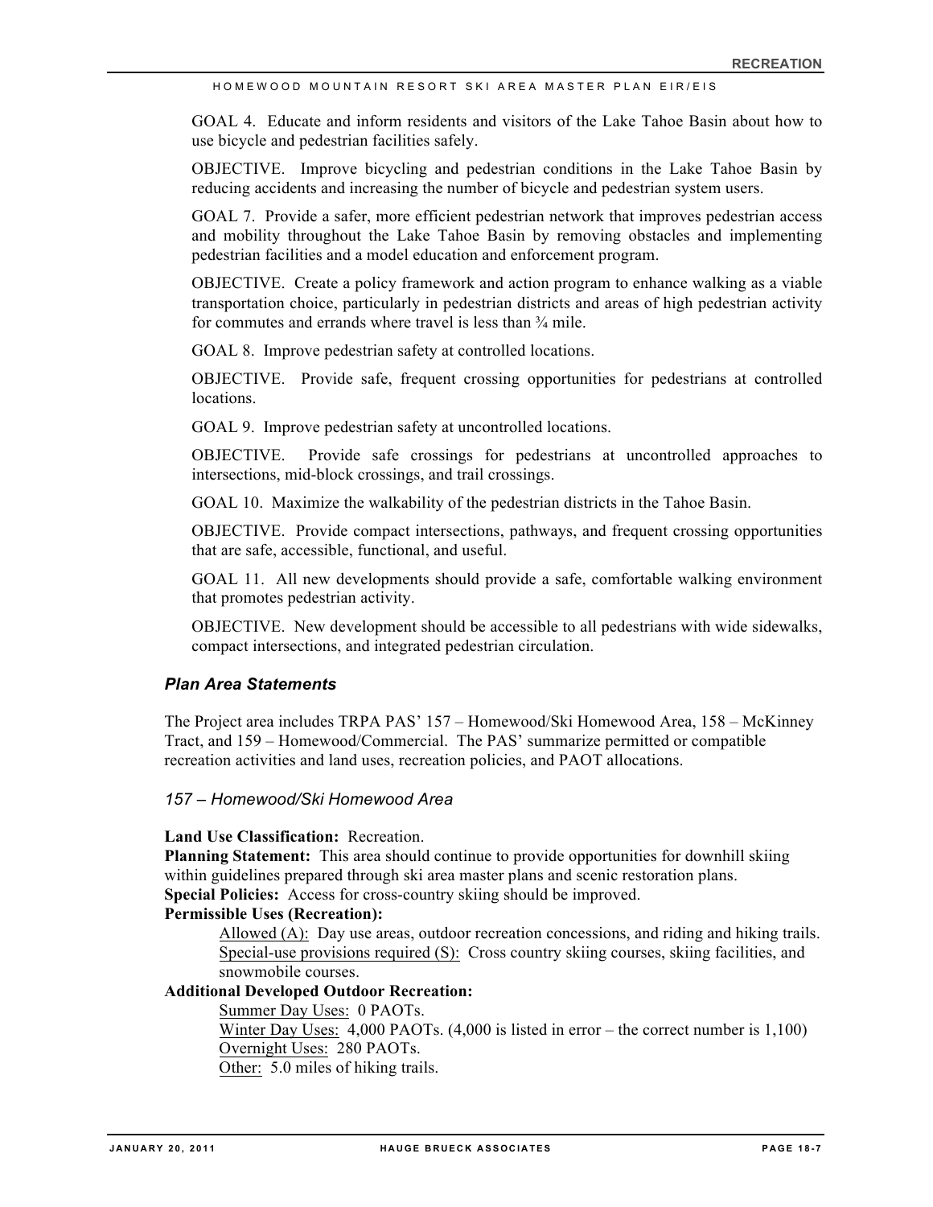GOAL 4. Educate and inform residents and visitors of the Lake Tahoe Basin about how to use bicycle and pedestrian facilities safely.

OBJECTIVE. Improve bicycling and pedestrian conditions in the Lake Tahoe Basin by reducing accidents and increasing the number of bicycle and pedestrian system users.

GOAL 7. Provide a safer, more efficient pedestrian network that improves pedestrian access and mobility throughout the Lake Tahoe Basin by removing obstacles and implementing pedestrian facilities and a model education and enforcement program.

OBJECTIVE. Create a policy framework and action program to enhance walking as a viable transportation choice, particularly in pedestrian districts and areas of high pedestrian activity for commutes and errands where travel is less than ¾ mile.

GOAL 8. Improve pedestrian safety at controlled locations.

OBJECTIVE. Provide safe, frequent crossing opportunities for pedestrians at controlled locations.

GOAL 9. Improve pedestrian safety at uncontrolled locations.

OBJECTIVE. Provide safe crossings for pedestrians at uncontrolled approaches to intersections, mid-block crossings, and trail crossings.

GOAL 10. Maximize the walkability of the pedestrian districts in the Tahoe Basin.

OBJECTIVE. Provide compact intersections, pathways, and frequent crossing opportunities that are safe, accessible, functional, and useful.

GOAL 11. All new developments should provide a safe, comfortable walking environment that promotes pedestrian activity.

OBJECTIVE. New development should be accessible to all pedestrians with wide sidewalks, compact intersections, and integrated pedestrian circulation.

### *Plan Area Statements*

The Project area includes TRPA PAS' 157 – Homewood/Ski Homewood Area, 158 – McKinney Tract, and 159 – Homewood/Commercial. The PAS' summarize permitted or compatible recreation activities and land uses, recreation policies, and PAOT allocations.

#### *157 – Homewood/Ski Homewood Area*

**Land Use Classification:** Recreation.
**Planning Statement:** This area should continue to provide opportunities for downhill skiing within guidelines prepared through ski area master plans and scenic restoration plans.
**Special Policies:** Access for cross-country skiing should be improved.
**Permissible Uses (Recreation):**

Allowed (A): Day use areas, outdoor recreation concessions, and riding and hiking trails.
Special-use provisions required (S): Cross country skiing courses, skiing facilities, and snowmobile courses.

**Additional Developed Outdoor Recreation:**

Summer Day Uses: 0 PAOTs.
Winter Day Uses: 4,000 PAOTs. (4,000 is listed in error – the correct number is 1,100)
Overnight Uses: 280 PAOTs.
Other: 5.0 miles of hiking trails.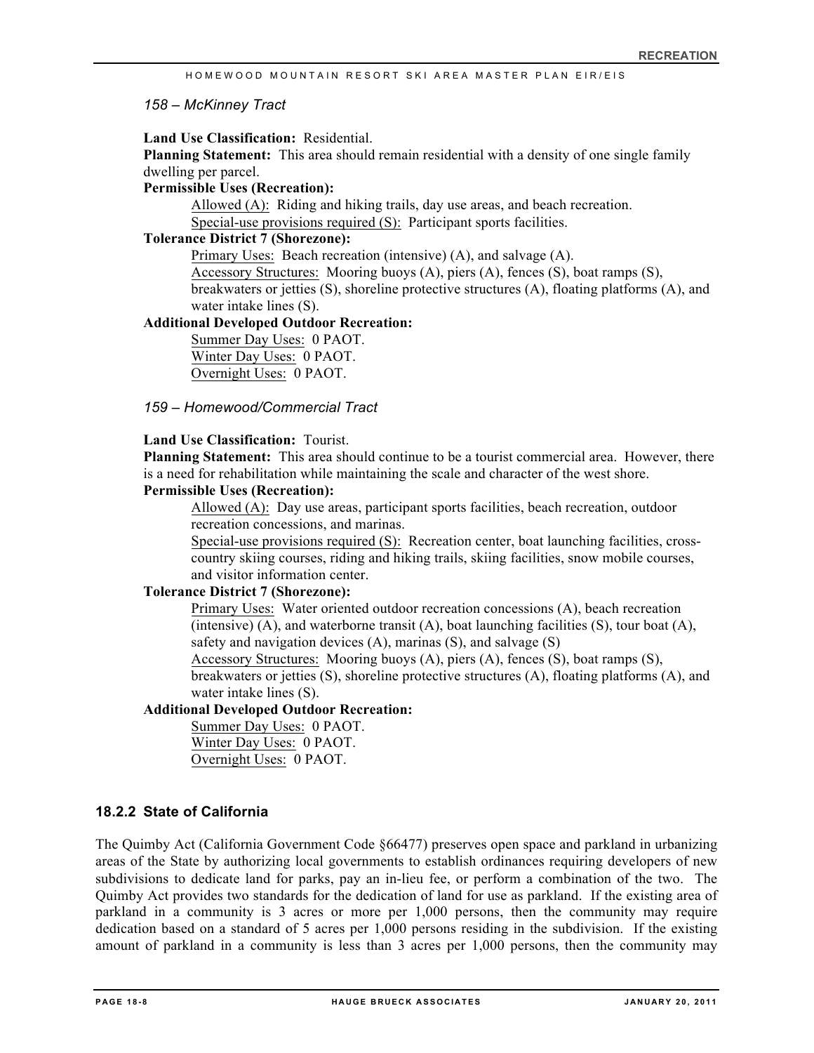*158 – McKinney Tract*

**Land Use Classification:** Residential.
**Planning Statement:** This area should remain residential with a density of one single family dwelling per parcel.
**Permissible Uses (Recreation):**

Allowed (A): Riding and hiking trails, day use areas, and beach recreation.
Special-use provisions required (S): Participant sports facilities.

**Tolerance District 7 (Shorezone):**

Primary Uses: Beach recreation (intensive) (A), and salvage (A).
Accessory Structures: Mooring buoys (A), piers (A), fences (S), boat ramps (S), breakwaters or jetties (S), shoreline protective structures (A), floating platforms (A), and water intake lines (S).

**Additional Developed Outdoor Recreation:**

Summer Day Uses: 0 PAOT.
Winter Day Uses: 0 PAOT.
Overnight Uses: 0 PAOT.

*159 – Homewood/Commercial Tract*

**Land Use Classification:** Tourist.
**Planning Statement:** This area should continue to be a tourist commercial area. However, there is a need for rehabilitation while maintaining the scale and character of the west shore.
**Permissible Uses (Recreation):**

Allowed (A): Day use areas, participant sports facilities, beach recreation, outdoor recreation concessions, and marinas.
Special-use provisions required (S): Recreation center, boat launching facilities, cross-country skiing courses, riding and hiking trails, skiing facilities, snow mobile courses, and visitor information center.

**Tolerance District 7 (Shorezone):**

Primary Uses: Water oriented outdoor recreation concessions (A), beach recreation (intensive) (A), and waterborne transit (A), boat launching facilities (S), tour boat (A), safety and navigation devices (A), marinas (S), and salvage (S)
Accessory Structures: Mooring buoys (A), piers (A), fences (S), boat ramps (S), breakwaters or jetties (S), shoreline protective structures (A), floating platforms (A), and water intake lines (S).

**Additional Developed Outdoor Recreation:**

Summer Day Uses: 0 PAOT.
Winter Day Uses: 0 PAOT.
Overnight Uses: 0 PAOT.

### 18.2.2 State of California

The Quimby Act (California Government Code §66477) preserves open space and parkland in urbanizing areas of the State by authorizing local governments to establish ordinances requiring developers of new subdivisions to dedicate land for parks, pay an in-lieu fee, or perform a combination of the two. The Quimby Act provides two standards for the dedication of land for use as parkland. If the existing area of parkland in a community is 3 acres or more per 1,000 persons, then the community may require dedication based on a standard of 5 acres per 1,000 persons residing in the subdivision. If the existing amount of parkland in a community is less than 3 acres per 1,000 persons, then the community may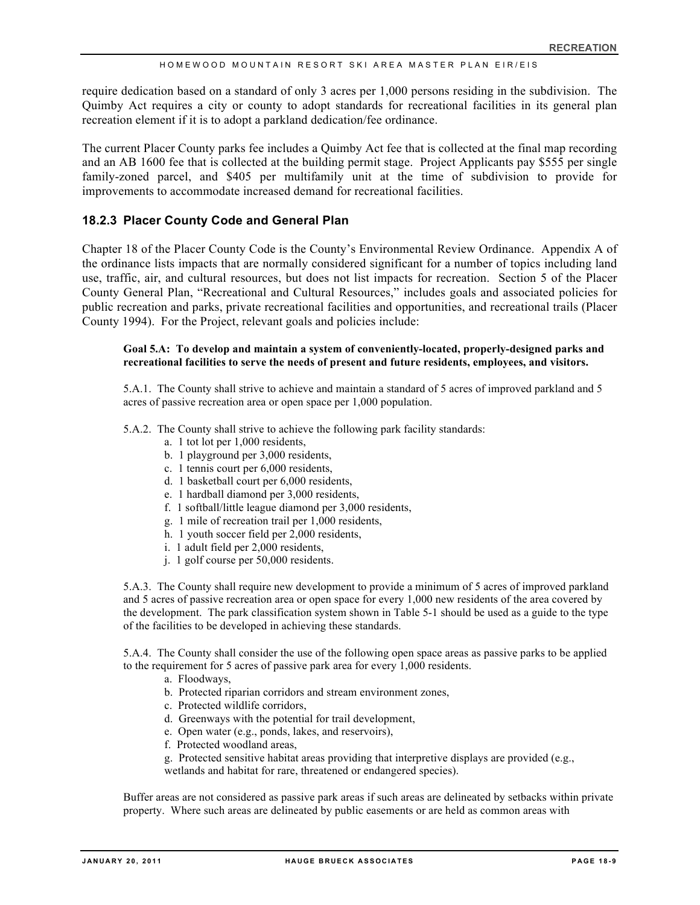require dedication based on a standard of only 3 acres per 1,000 persons residing in the subdivision. The Quimby Act requires a city or county to adopt standards for recreational facilities in its general plan recreation element if it is to adopt a parkland dedication/fee ordinance.

The current Placer County parks fee includes a Quimby Act fee that is collected at the final map recording and an AB 1600 fee that is collected at the building permit stage. Project Applicants pay $555 per single family-zoned parcel, and $405 per multifamily unit at the time of subdivision to provide for improvements to accommodate increased demand for recreational facilities.

### 18.2.3 Placer County Code and General Plan

Chapter 18 of the Placer County Code is the County's Environmental Review Ordinance. Appendix A of the ordinance lists impacts that are normally considered significant for a number of topics including land use, traffic, air, and cultural resources, but does not list impacts for recreation. Section 5 of the Placer County General Plan, "Recreational and Cultural Resources," includes goals and associated policies for public recreation and parks, private recreational facilities and opportunities, and recreational trails (Placer County 1994). For the Project, relevant goals and policies include:

> **Goal 5.A: To develop and maintain a system of conveniently-located, properly-designed parks and recreational facilities to serve the needs of present and future residents, employees, and visitors.**
>
> 5.A.1. The County shall strive to achieve and maintain a standard of 5 acres of improved parkland and 5 acres of passive recreation area or open space per 1,000 population.
>
> 5.A.2. The County shall strive to achieve the following park facility standards:
>
> a. 1 tot lot per 1,000 residents,
> b. 1 playground per 3,000 residents,
> c. 1 tennis court per 6,000 residents,
> d. 1 basketball court per 6,000 residents,
> e. 1 hardball diamond per 3,000 residents,
> f. 1 softball/little league diamond per 3,000 residents,
> g. 1 mile of recreation trail per 1,000 residents,
> h. 1 youth soccer field per 2,000 residents,
> i. 1 adult field per 2,000 residents,
> j. 1 golf course per 50,000 residents.
>
> 5.A.3. The County shall require new development to provide a minimum of 5 acres of improved parkland and 5 acres of passive recreation area or open space for every 1,000 new residents of the area covered by the development. The park classification system shown in Table 5-1 should be used as a guide to the type of the facilities to be developed in achieving these standards.
>
> 5.A.4. The County shall consider the use of the following open space areas as passive parks to be applied to the requirement for 5 acres of passive park area for every 1,000 residents.
>
> a. Floodways,
> b. Protected riparian corridors and stream environment zones,
> c. Protected wildlife corridors,
> d. Greenways with the potential for trail development,
> e. Open water (e.g., ponds, lakes, and reservoirs),
> f. Protected woodland areas,
> g. Protected sensitive habitat areas providing that interpretive displays are provided (e.g., wetlands and habitat for rare, threatened or endangered species).
>
> Buffer areas are not considered as passive park areas if such areas are delineated by setbacks within private property. Where such areas are delineated by public easements or are held as common areas with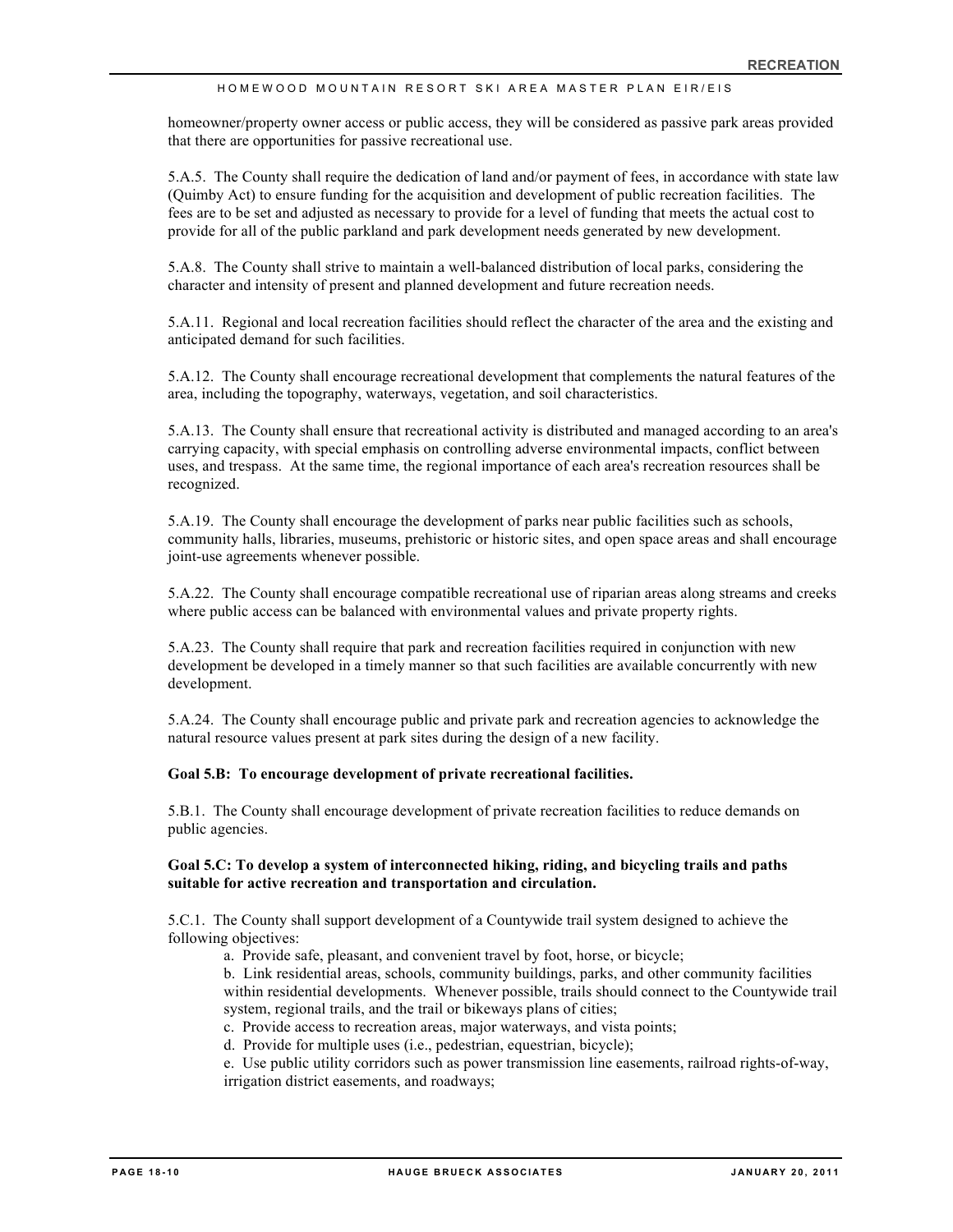homeowner/property owner access or public access, they will be considered as passive park areas provided that there are opportunities for passive recreational use.

5.A.5. The County shall require the dedication of land and/or payment of fees, in accordance with state law (Quimby Act) to ensure funding for the acquisition and development of public recreation facilities. The fees are to be set and adjusted as necessary to provide for a level of funding that meets the actual cost to provide for all of the public parkland and park development needs generated by new development.

5.A.8. The County shall strive to maintain a well-balanced distribution of local parks, considering the character and intensity of present and planned development and future recreation needs.

5.A.11. Regional and local recreation facilities should reflect the character of the area and the existing and anticipated demand for such facilities.

5.A.12. The County shall encourage recreational development that complements the natural features of the area, including the topography, waterways, vegetation, and soil characteristics.

5.A.13. The County shall ensure that recreational activity is distributed and managed according to an area's carrying capacity, with special emphasis on controlling adverse environmental impacts, conflict between uses, and trespass. At the same time, the regional importance of each area's recreation resources shall be recognized.

5.A.19. The County shall encourage the development of parks near public facilities such as schools, community halls, libraries, museums, prehistoric or historic sites, and open space areas and shall encourage joint-use agreements whenever possible.

5.A.22. The County shall encourage compatible recreational use of riparian areas along streams and creeks where public access can be balanced with environmental values and private property rights.

5.A.23. The County shall require that park and recreation facilities required in conjunction with new development be developed in a timely manner so that such facilities are available concurrently with new development.

5.A.24. The County shall encourage public and private park and recreation agencies to acknowledge the natural resource values present at park sites during the design of a new facility.

**Goal 5.B: To encourage development of private recreational facilities.**

5.B.1. The County shall encourage development of private recreation facilities to reduce demands on public agencies.

**Goal 5.C: To develop a system of interconnected hiking, riding, and bicycling trails and paths suitable for active recreation and transportation and circulation.**

5.C.1. The County shall support development of a Countywide trail system designed to achieve the following objectives:

a. Provide safe, pleasant, and convenient travel by foot, horse, or bicycle;

b. Link residential areas, schools, community buildings, parks, and other community facilities within residential developments. Whenever possible, trails should connect to the Countywide trail system, regional trails, and the trail or bikeways plans of cities;

c. Provide access to recreation areas, major waterways, and vista points;

d. Provide for multiple uses (i.e., pedestrian, equestrian, bicycle);

e. Use public utility corridors such as power transmission line easements, railroad rights-of-way, irrigation district easements, and roadways;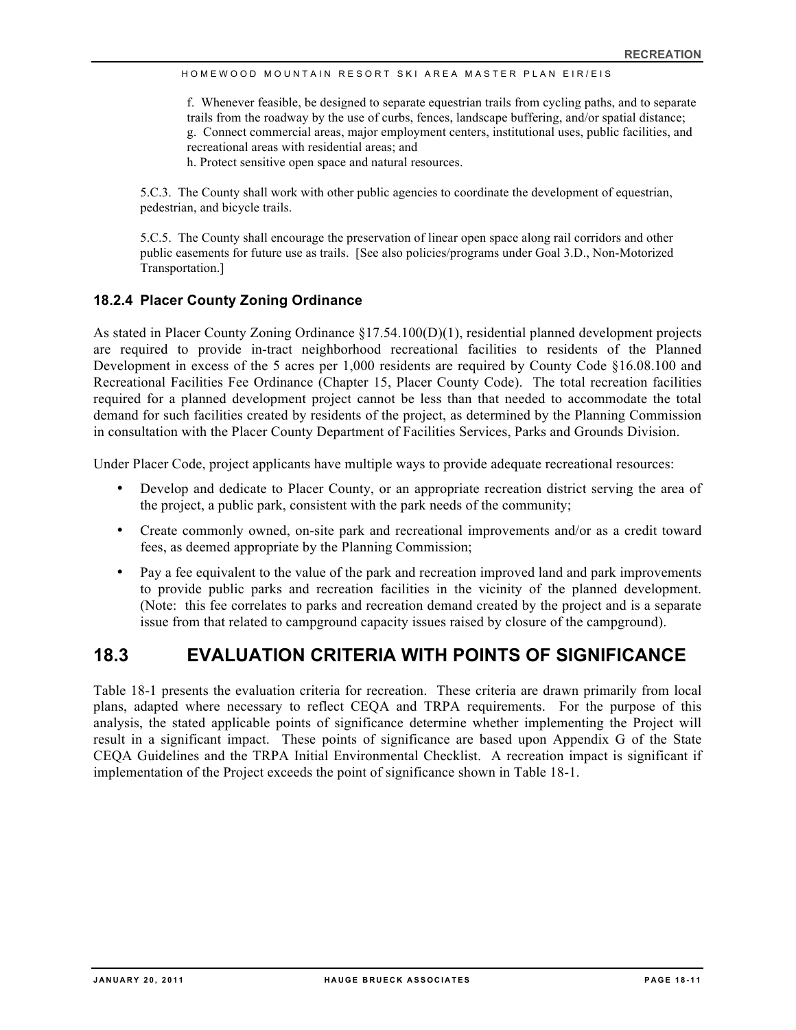f. Whenever feasible, be designed to separate equestrian trails from cycling paths, and to separate trails from the roadway by the use of curbs, fences, landscape buffering, and/or spatial distance;
g. Connect commercial areas, major employment centers, institutional uses, public facilities, and recreational areas with residential areas; and
h. Protect sensitive open space and natural resources.

5.C.3. The County shall work with other public agencies to coordinate the development of equestrian, pedestrian, and bicycle trails.

5.C.5. The County shall encourage the preservation of linear open space along rail corridors and other public easements for future use as trails. [See also policies/programs under Goal 3.D., Non-Motorized Transportation.]

### 18.2.4 Placer County Zoning Ordinance

As stated in Placer County Zoning Ordinance §17.54.100(D)(1), residential planned development projects are required to provide in-tract neighborhood recreational facilities to residents of the Planned Development in excess of the 5 acres per 1,000 residents are required by County Code §16.08.100 and Recreational Facilities Fee Ordinance (Chapter 15, Placer County Code). The total recreation facilities required for a planned development project cannot be less than that needed to accommodate the total demand for such facilities created by residents of the project, as determined by the Planning Commission in consultation with the Placer County Department of Facilities Services, Parks and Grounds Division.

Under Placer Code, project applicants have multiple ways to provide adequate recreational resources:

- Develop and dedicate to Placer County, or an appropriate recreation district serving the area of the project, a public park, consistent with the park needs of the community;
- Create commonly owned, on-site park and recreational improvements and/or as a credit toward fees, as deemed appropriate by the Planning Commission;
- Pay a fee equivalent to the value of the park and recreation improved land and park improvements to provide public parks and recreation facilities in the vicinity of the planned development. (Note: this fee correlates to parks and recreation demand created by the project and is a separate issue from that related to campground capacity issues raised by closure of the campground).

## 18.3 EVALUATION CRITERIA WITH POINTS OF SIGNIFICANCE

Table 18-1 presents the evaluation criteria for recreation. These criteria are drawn primarily from local plans, adapted where necessary to reflect CEQA and TRPA requirements. For the purpose of this analysis, the stated applicable points of significance determine whether implementing the Project will result in a significant impact. These points of significance are based upon Appendix G of the State CEQA Guidelines and the TRPA Initial Environmental Checklist. A recreation impact is significant if implementation of the Project exceeds the point of significance shown in Table 18-1.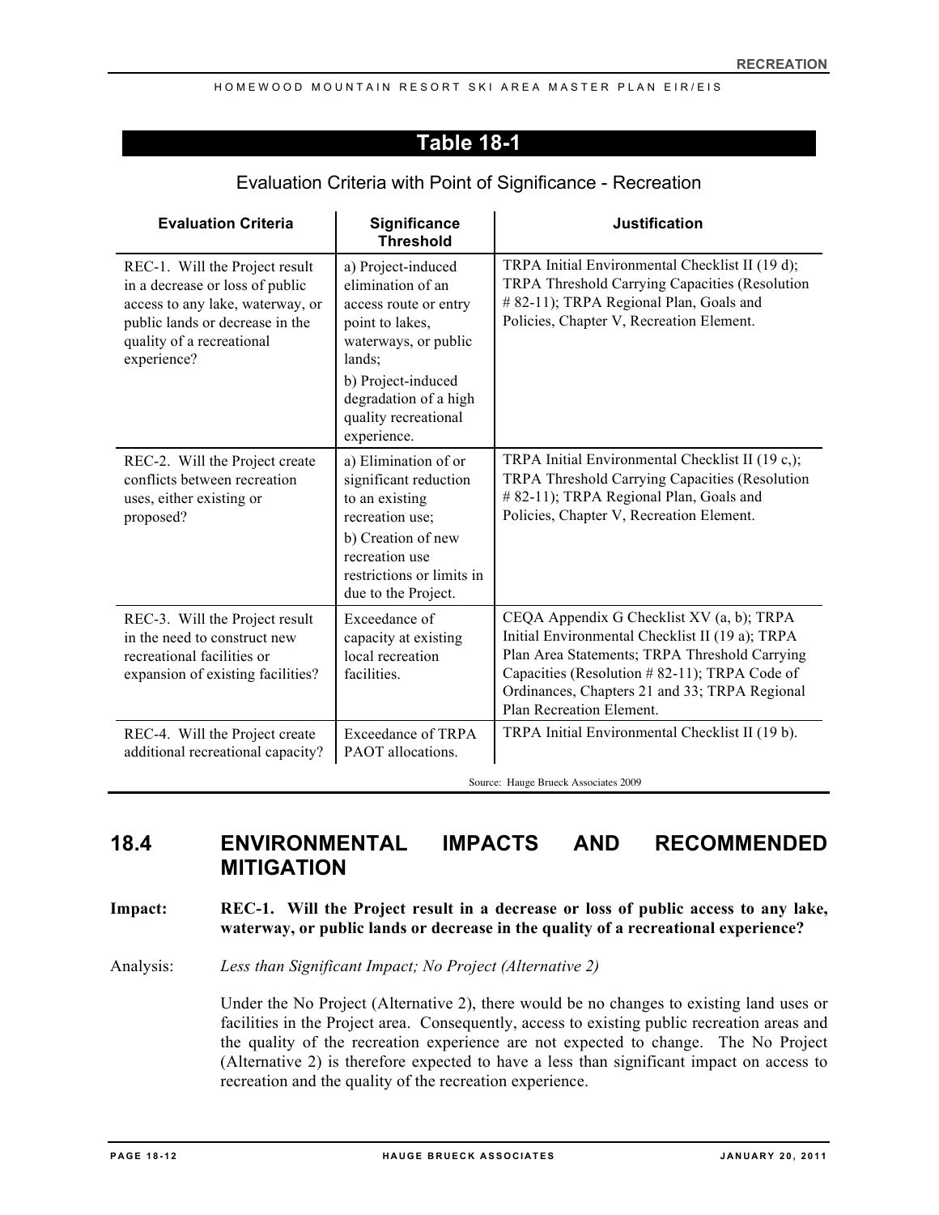## Table 18-1

Evaluation Criteria with Point of Significance - Recreation

| Evaluation Criteria | Significance Threshold | Justification |
|---|---|---|
| REC-1. Will the Project result in a decrease or loss of public access to any lake, waterway, or public lands or decrease in the quality of a recreational experience? | a) Project-induced elimination of an access route or entry point to lakes, waterways, or public lands; b) Project-induced degradation of a high quality recreational experience. | TRPA Initial Environmental Checklist II (19 d); TRPA Threshold Carrying Capacities (Resolution # 82-11); TRPA Regional Plan, Goals and Policies, Chapter V, Recreation Element. |
| REC-2. Will the Project create conflicts between recreation uses, either existing or proposed? | a) Elimination of or significant reduction to an existing recreation use; b) Creation of new recreation use restrictions or limits in due to the Project. | TRPA Initial Environmental Checklist II (19 c,); TRPA Threshold Carrying Capacities (Resolution # 82-11); TRPA Regional Plan, Goals and Policies, Chapter V, Recreation Element. |
| REC-3. Will the Project result in the need to construct new recreational facilities or expansion of existing facilities? | Exceedance of capacity at existing local recreation facilities. | CEQA Appendix G Checklist XV (a, b); TRPA Initial Environmental Checklist II (19 a); TRPA Plan Area Statements; TRPA Threshold Carrying Capacities (Resolution # 82-11); TRPA Code of Ordinances, Chapters 21 and 33; TRPA Regional Plan Recreation Element. |
| REC-4. Will the Project create additional recreational capacity? | Exceedance of TRPA PAOT allocations. | TRPA Initial Environmental Checklist II (19 b). |

Source: Hauge Brueck Associates 2009

## 18.4 ENVIRONMENTAL IMPACTS AND RECOMMENDED MITIGATION

**Impact: REC-1. Will the Project result in a decrease or loss of public access to any lake, waterway, or public lands or decrease in the quality of a recreational experience?**

Analysis: *Less than Significant Impact; No Project (Alternative 2)*

Under the No Project (Alternative 2), there would be no changes to existing land uses or facilities in the Project area. Consequently, access to existing public recreation areas and the quality of the recreation experience are not expected to change. The No Project (Alternative 2) is therefore expected to have a less than significant impact on access to recreation and the quality of the recreation experience.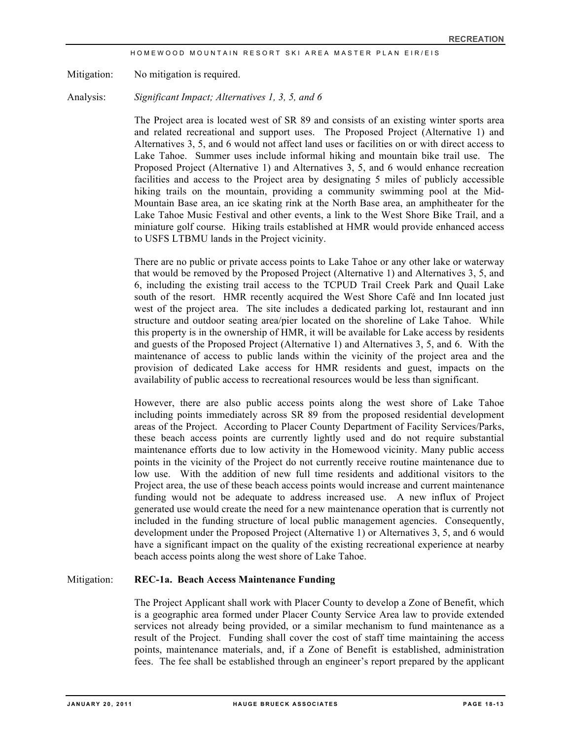Mitigation: No mitigation is required.

Analysis: *Significant Impact; Alternatives 1, 3, 5, and 6*

The Project area is located west of SR 89 and consists of an existing winter sports area and related recreational and support uses. The Proposed Project (Alternative 1) and Alternatives 3, 5, and 6 would not affect land uses or facilities on or with direct access to Lake Tahoe. Summer uses include informal hiking and mountain bike trail use. The Proposed Project (Alternative 1) and Alternatives 3, 5, and 6 would enhance recreation facilities and access to the Project area by designating 5 miles of publicly accessible hiking trails on the mountain, providing a community swimming pool at the Mid-Mountain Base area, an ice skating rink at the North Base area, an amphitheater for the Lake Tahoe Music Festival and other events, a link to the West Shore Bike Trail, and a miniature golf course. Hiking trails established at HMR would provide enhanced access to USFS LTBMU lands in the Project vicinity.

There are no public or private access points to Lake Tahoe or any other lake or waterway that would be removed by the Proposed Project (Alternative 1) and Alternatives 3, 5, and 6, including the existing trail access to the TCPUD Trail Creek Park and Quail Lake south of the resort. HMR recently acquired the West Shore Café and Inn located just west of the project area. The site includes a dedicated parking lot, restaurant and inn structure and outdoor seating area/pier located on the shoreline of Lake Tahoe. While this property is in the ownership of HMR, it will be available for Lake access by residents and guests of the Proposed Project (Alternative 1) and Alternatives 3, 5, and 6. With the maintenance of access to public lands within the vicinity of the project area and the provision of dedicated Lake access for HMR residents and guest, impacts on the availability of public access to recreational resources would be less than significant.

However, there are also public access points along the west shore of Lake Tahoe including points immediately across SR 89 from the proposed residential development areas of the Project. According to Placer County Department of Facility Services/Parks, these beach access points are currently lightly used and do not require substantial maintenance efforts due to low activity in the Homewood vicinity. Many public access points in the vicinity of the Project do not currently receive routine maintenance due to low use. With the addition of new full time residents and additional visitors to the Project area, the use of these beach access points would increase and current maintenance funding would not be adequate to address increased use. A new influx of Project generated use would create the need for a new maintenance operation that is currently not included in the funding structure of local public management agencies. Consequently, development under the Proposed Project (Alternative 1) or Alternatives 3, 5, and 6 would have a significant impact on the quality of the existing recreational experience at nearby beach access points along the west shore of Lake Tahoe.

Mitigation: **REC-1a. Beach Access Maintenance Funding**

The Project Applicant shall work with Placer County to develop a Zone of Benefit, which is a geographic area formed under Placer County Service Area law to provide extended services not already being provided, or a similar mechanism to fund maintenance as a result of the Project. Funding shall cover the cost of staff time maintaining the access points, maintenance materials, and, if a Zone of Benefit is established, administration fees. The fee shall be established through an engineer's report prepared by the applicant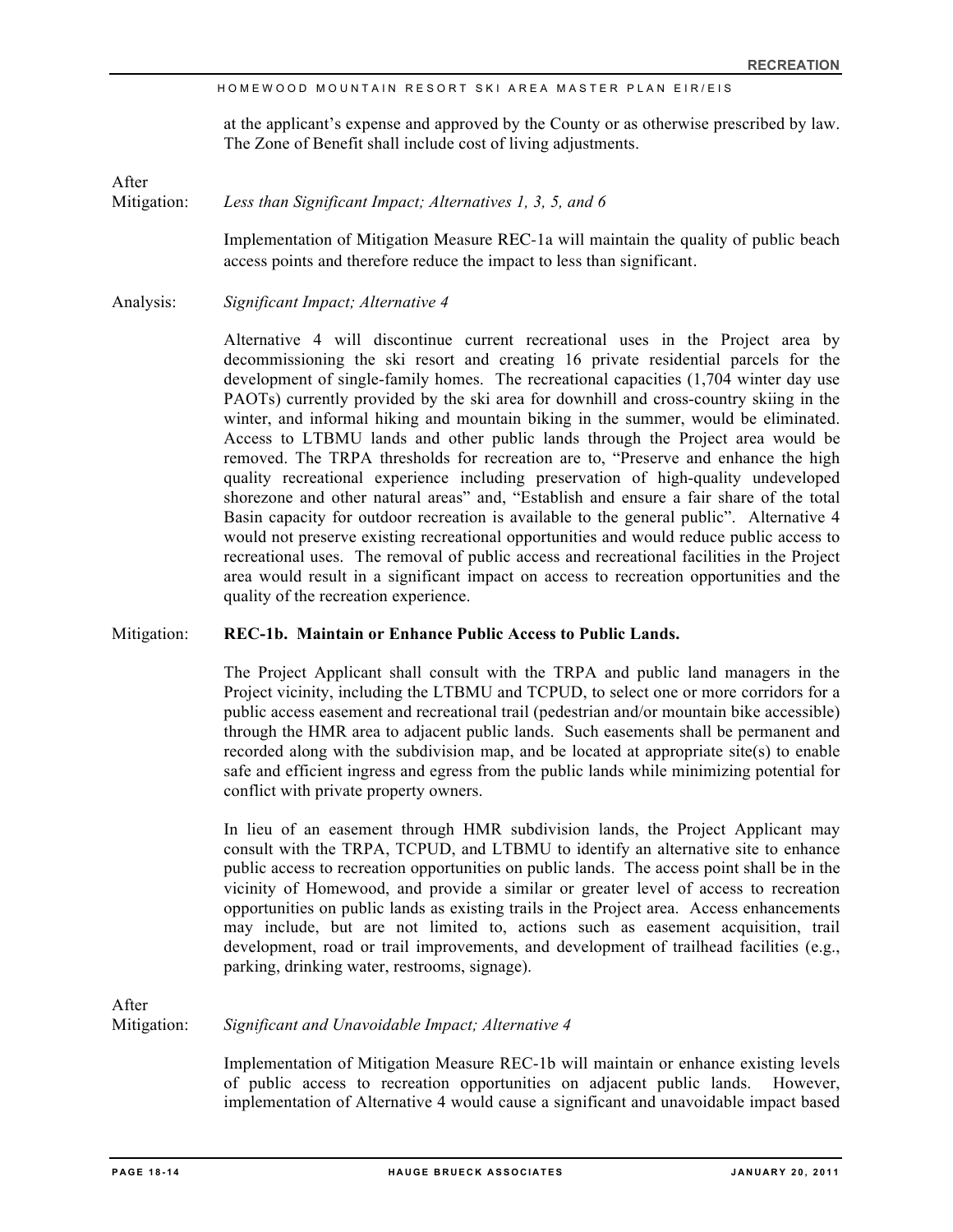at the applicant's expense and approved by the County or as otherwise prescribed by law. The Zone of Benefit shall include cost of living adjustments.

After Mitigation: *Less than Significant Impact; Alternatives 1, 3, 5, and 6*

Implementation of Mitigation Measure REC-1a will maintain the quality of public beach access points and therefore reduce the impact to less than significant.

Analysis: *Significant Impact; Alternative 4*

Alternative 4 will discontinue current recreational uses in the Project area by decommissioning the ski resort and creating 16 private residential parcels for the development of single-family homes. The recreational capacities (1,704 winter day use PAOTs) currently provided by the ski area for downhill and cross-country skiing in the winter, and informal hiking and mountain biking in the summer, would be eliminated. Access to LTBMU lands and other public lands through the Project area would be removed. The TRPA thresholds for recreation are to, "Preserve and enhance the high quality recreational experience including preservation of high-quality undeveloped shorezone and other natural areas" and, "Establish and ensure a fair share of the total Basin capacity for outdoor recreation is available to the general public". Alternative 4 would not preserve existing recreational opportunities and would reduce public access to recreational uses. The removal of public access and recreational facilities in the Project area would result in a significant impact on access to recreation opportunities and the quality of the recreation experience.

Mitigation: **REC-1b. Maintain or Enhance Public Access to Public Lands.**

The Project Applicant shall consult with the TRPA and public land managers in the Project vicinity, including the LTBMU and TCPUD, to select one or more corridors for a public access easement and recreational trail (pedestrian and/or mountain bike accessible) through the HMR area to adjacent public lands. Such easements shall be permanent and recorded along with the subdivision map, and be located at appropriate site(s) to enable safe and efficient ingress and egress from the public lands while minimizing potential for conflict with private property owners.

In lieu of an easement through HMR subdivision lands, the Project Applicant may consult with the TRPA, TCPUD, and LTBMU to identify an alternative site to enhance public access to recreation opportunities on public lands. The access point shall be in the vicinity of Homewood, and provide a similar or greater level of access to recreation opportunities on public lands as existing trails in the Project area. Access enhancements may include, but are not limited to, actions such as easement acquisition, trail development, road or trail improvements, and development of trailhead facilities (e.g., parking, drinking water, restrooms, signage).

After Mitigation: *Significant and Unavoidable Impact; Alternative 4*

Implementation of Mitigation Measure REC-1b will maintain or enhance existing levels of public access to recreation opportunities on adjacent public lands. However, implementation of Alternative 4 would cause a significant and unavoidable impact based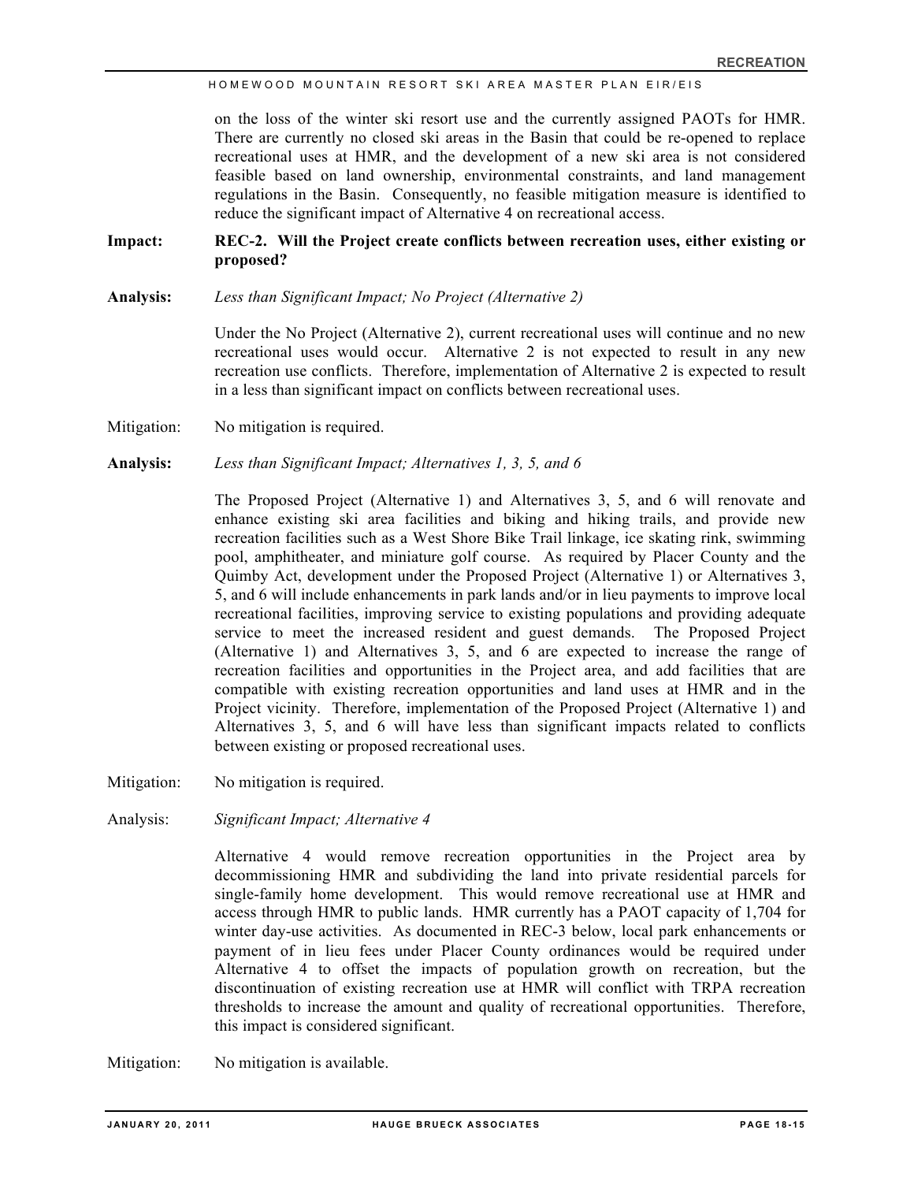on the loss of the winter ski resort use and the currently assigned PAOTs for HMR. There are currently no closed ski areas in the Basin that could be re-opened to replace recreational uses at HMR, and the development of a new ski area is not considered feasible based on land ownership, environmental constraints, and land management regulations in the Basin. Consequently, no feasible mitigation measure is identified to reduce the significant impact of Alternative 4 on recreational access.

**Impact:** **REC-2. Will the Project create conflicts between recreation uses, either existing or proposed?**

**Analysis:** *Less than Significant Impact; No Project (Alternative 2)*

Under the No Project (Alternative 2), current recreational uses will continue and no new recreational uses would occur. Alternative 2 is not expected to result in any new recreation use conflicts. Therefore, implementation of Alternative 2 is expected to result in a less than significant impact on conflicts between recreational uses.

Mitigation: No mitigation is required.

**Analysis:** *Less than Significant Impact; Alternatives 1, 3, 5, and 6*

The Proposed Project (Alternative 1) and Alternatives 3, 5, and 6 will renovate and enhance existing ski area facilities and biking and hiking trails, and provide new recreation facilities such as a West Shore Bike Trail linkage, ice skating rink, swimming pool, amphitheater, and miniature golf course. As required by Placer County and the Quimby Act, development under the Proposed Project (Alternative 1) or Alternatives 3, 5, and 6 will include enhancements in park lands and/or in lieu payments to improve local recreational facilities, improving service to existing populations and providing adequate service to meet the increased resident and guest demands. The Proposed Project (Alternative 1) and Alternatives 3, 5, and 6 are expected to increase the range of recreation facilities and opportunities in the Project area, and add facilities that are compatible with existing recreation opportunities and land uses at HMR and in the Project vicinity. Therefore, implementation of the Proposed Project (Alternative 1) and Alternatives 3, 5, and 6 will have less than significant impacts related to conflicts between existing or proposed recreational uses.

Mitigation: No mitigation is required.

Analysis: *Significant Impact; Alternative 4*

Alternative 4 would remove recreation opportunities in the Project area by decommissioning HMR and subdividing the land into private residential parcels for single-family home development. This would remove recreational use at HMR and access through HMR to public lands. HMR currently has a PAOT capacity of 1,704 for winter day-use activities. As documented in REC-3 below, local park enhancements or payment of in lieu fees under Placer County ordinances would be required under Alternative 4 to offset the impacts of population growth on recreation, but the discontinuation of existing recreation use at HMR will conflict with TRPA recreation thresholds to increase the amount and quality of recreational opportunities. Therefore, this impact is considered significant.

Mitigation: No mitigation is available.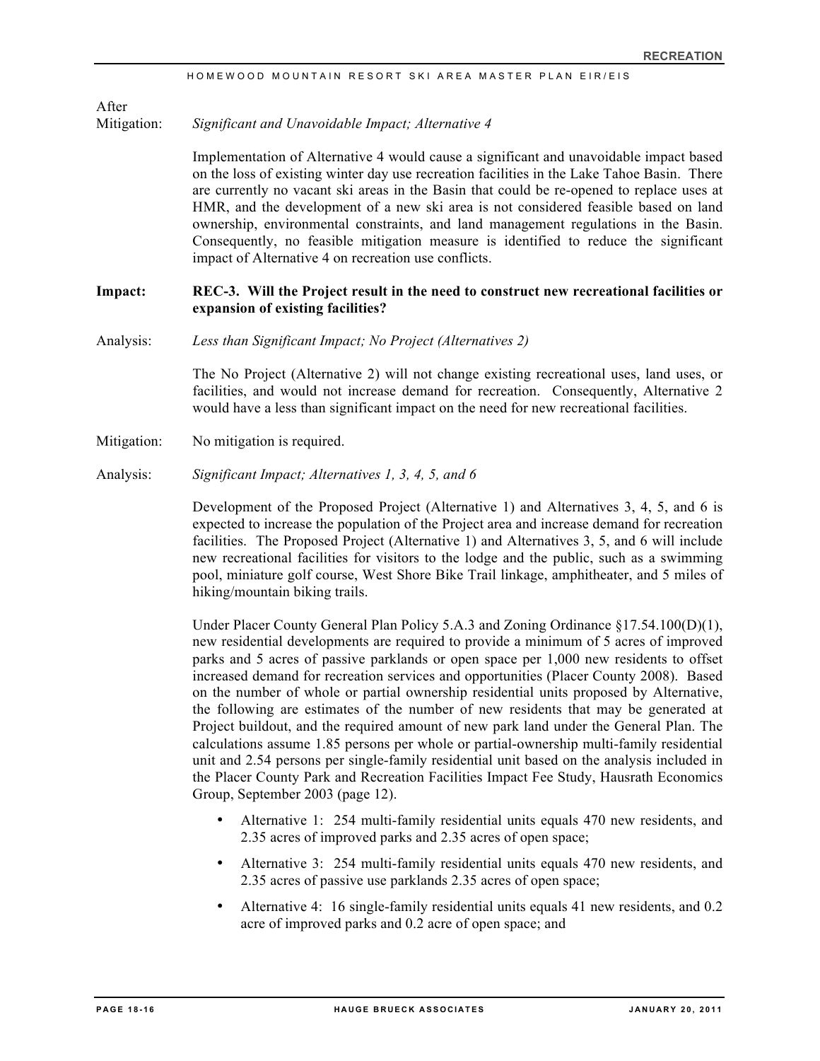After Mitigation: *Significant and Unavoidable Impact; Alternative 4*

Implementation of Alternative 4 would cause a significant and unavoidable impact based on the loss of existing winter day use recreation facilities in the Lake Tahoe Basin. There are currently no vacant ski areas in the Basin that could be re-opened to replace uses at HMR, and the development of a new ski area is not considered feasible based on land ownership, environmental constraints, and land management regulations in the Basin. Consequently, no feasible mitigation measure is identified to reduce the significant impact of Alternative 4 on recreation use conflicts.

**Impact: REC-3. Will the Project result in the need to construct new recreational facilities or expansion of existing facilities?**

Analysis: *Less than Significant Impact; No Project (Alternatives 2)*

The No Project (Alternative 2) will not change existing recreational uses, land uses, or facilities, and would not increase demand for recreation. Consequently, Alternative 2 would have a less than significant impact on the need for new recreational facilities.

Mitigation: No mitigation is required.

Analysis: *Significant Impact; Alternatives 1, 3, 4, 5, and 6*

Development of the Proposed Project (Alternative 1) and Alternatives 3, 4, 5, and 6 is expected to increase the population of the Project area and increase demand for recreation facilities. The Proposed Project (Alternative 1) and Alternatives 3, 5, and 6 will include new recreational facilities for visitors to the lodge and the public, such as a swimming pool, miniature golf course, West Shore Bike Trail linkage, amphitheater, and 5 miles of hiking/mountain biking trails.

Under Placer County General Plan Policy 5.A.3 and Zoning Ordinance §17.54.100(D)(1), new residential developments are required to provide a minimum of 5 acres of improved parks and 5 acres of passive parklands or open space per 1,000 new residents to offset increased demand for recreation services and opportunities (Placer County 2008). Based on the number of whole or partial ownership residential units proposed by Alternative, the following are estimates of the number of new residents that may be generated at Project buildout, and the required amount of new park land under the General Plan. The calculations assume 1.85 persons per whole or partial-ownership multi-family residential unit and 2.54 persons per single-family residential unit based on the analysis included in the Placer County Park and Recreation Facilities Impact Fee Study, Hausrath Economics Group, September 2003 (page 12).

- Alternative 1: 254 multi-family residential units equals 470 new residents, and 2.35 acres of improved parks and 2.35 acres of open space;
- Alternative 3: 254 multi-family residential units equals 470 new residents, and 2.35 acres of passive use parklands 2.35 acres of open space;
- Alternative 4: 16 single-family residential units equals 41 new residents, and 0.2 acre of improved parks and 0.2 acre of open space; and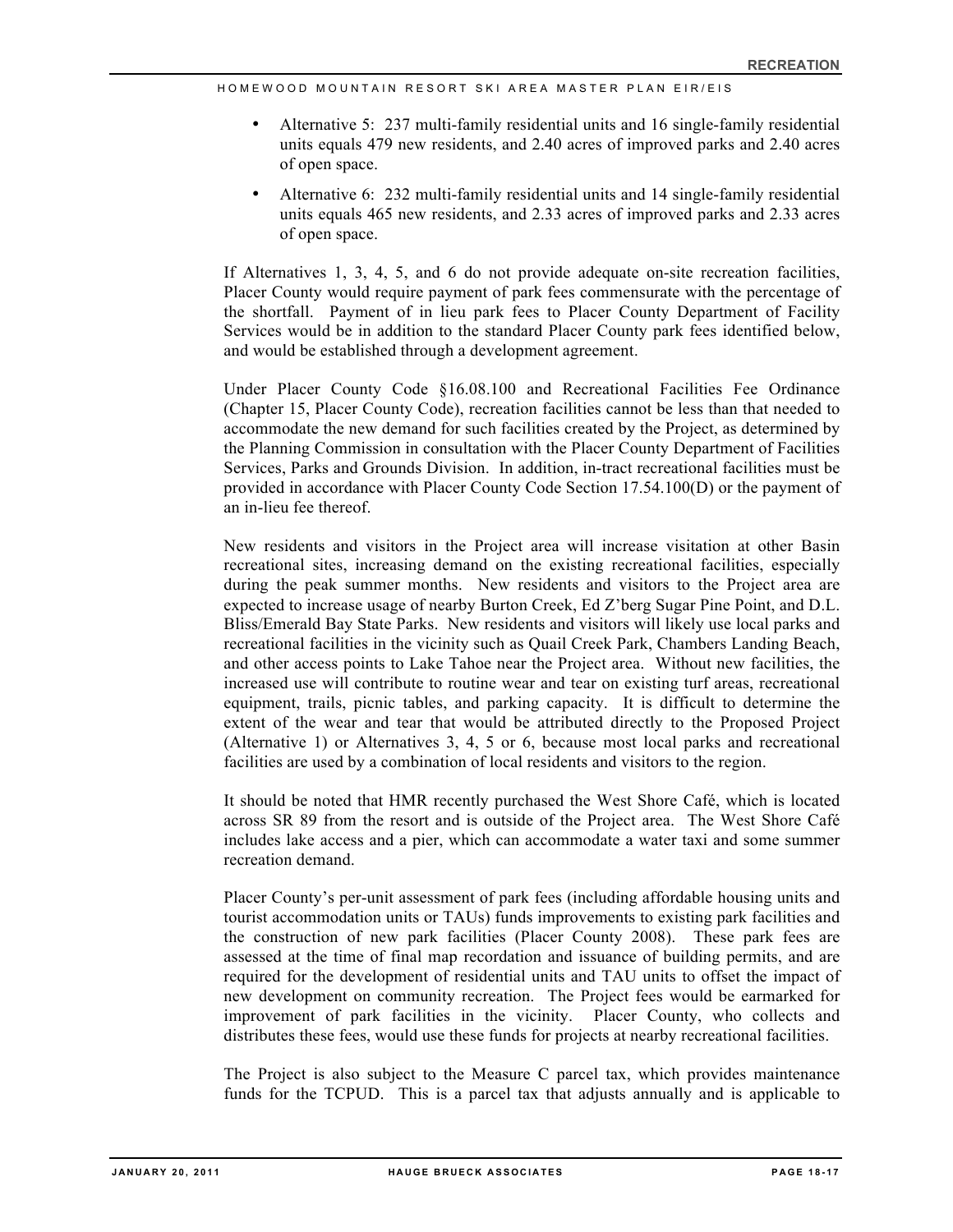- Alternative 5: 237 multi-family residential units and 16 single-family residential units equals 479 new residents, and 2.40 acres of improved parks and 2.40 acres of open space.
- Alternative 6: 232 multi-family residential units and 14 single-family residential units equals 465 new residents, and 2.33 acres of improved parks and 2.33 acres of open space.

If Alternatives 1, 3, 4, 5, and 6 do not provide adequate on-site recreation facilities, Placer County would require payment of park fees commensurate with the percentage of the shortfall. Payment of in lieu park fees to Placer County Department of Facility Services would be in addition to the standard Placer County park fees identified below, and would be established through a development agreement.

Under Placer County Code §16.08.100 and Recreational Facilities Fee Ordinance (Chapter 15, Placer County Code), recreation facilities cannot be less than that needed to accommodate the new demand for such facilities created by the Project, as determined by the Planning Commission in consultation with the Placer County Department of Facilities Services, Parks and Grounds Division. In addition, in-tract recreational facilities must be provided in accordance with Placer County Code Section 17.54.100(D) or the payment of an in-lieu fee thereof.

New residents and visitors in the Project area will increase visitation at other Basin recreational sites, increasing demand on the existing recreational facilities, especially during the peak summer months. New residents and visitors to the Project area are expected to increase usage of nearby Burton Creek, Ed Z'berg Sugar Pine Point, and D.L. Bliss/Emerald Bay State Parks. New residents and visitors will likely use local parks and recreational facilities in the vicinity such as Quail Creek Park, Chambers Landing Beach, and other access points to Lake Tahoe near the Project area. Without new facilities, the increased use will contribute to routine wear and tear on existing turf areas, recreational equipment, trails, picnic tables, and parking capacity. It is difficult to determine the extent of the wear and tear that would be attributed directly to the Proposed Project (Alternative 1) or Alternatives 3, 4, 5 or 6, because most local parks and recreational facilities are used by a combination of local residents and visitors to the region.

It should be noted that HMR recently purchased the West Shore Café, which is located across SR 89 from the resort and is outside of the Project area. The West Shore Café includes lake access and a pier, which can accommodate a water taxi and some summer recreation demand.

Placer County's per-unit assessment of park fees (including affordable housing units and tourist accommodation units or TAUs) funds improvements to existing park facilities and the construction of new park facilities (Placer County 2008). These park fees are assessed at the time of final map recordation and issuance of building permits, and are required for the development of residential units and TAU units to offset the impact of new development on community recreation. The Project fees would be earmarked for improvement of park facilities in the vicinity. Placer County, who collects and distributes these fees, would use these funds for projects at nearby recreational facilities.

The Project is also subject to the Measure C parcel tax, which provides maintenance funds for the TCPUD. This is a parcel tax that adjusts annually and is applicable to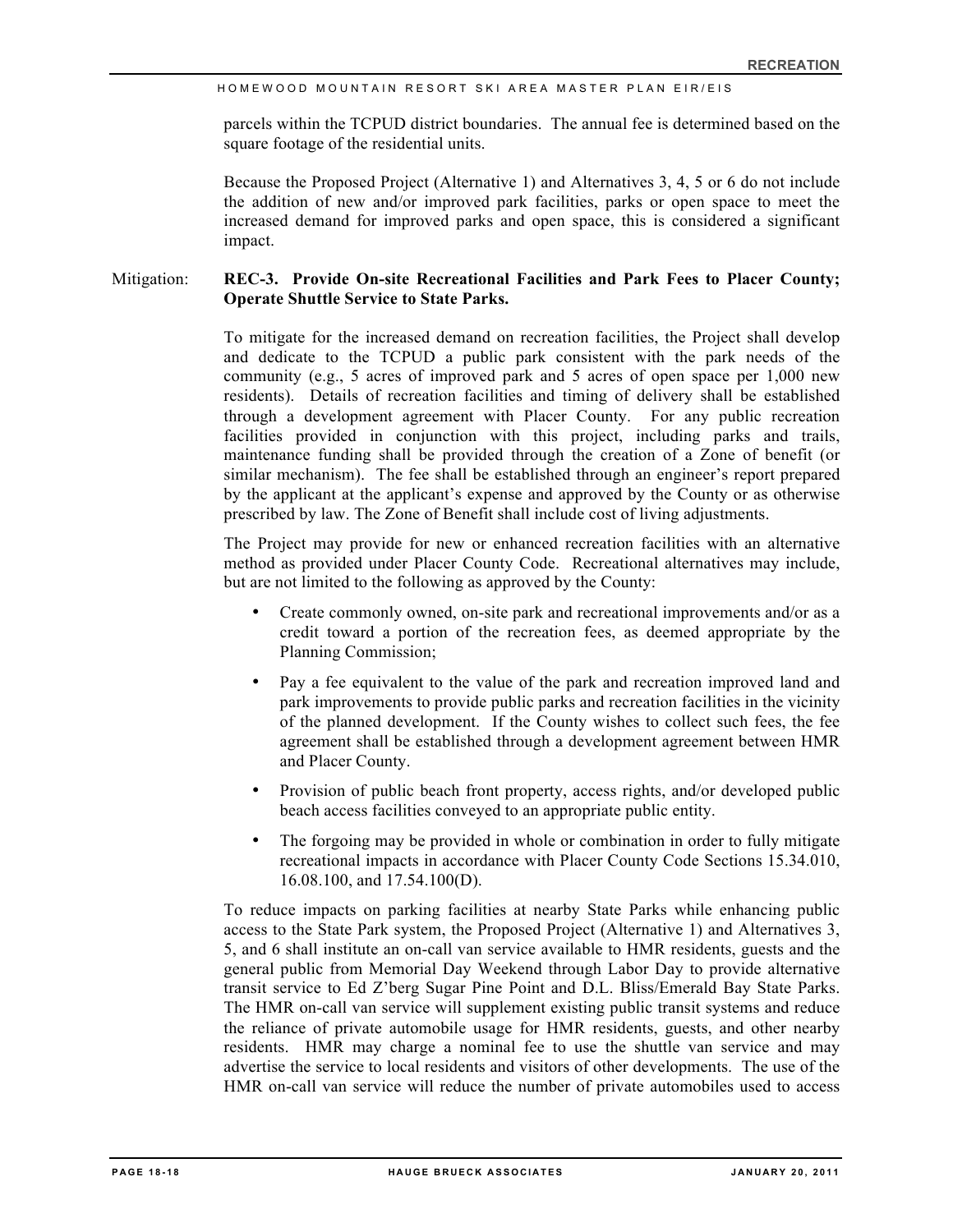parcels within the TCPUD district boundaries. The annual fee is determined based on the square footage of the residential units.

Because the Proposed Project (Alternative 1) and Alternatives 3, 4, 5 or 6 do not include the addition of new and/or improved park facilities, parks or open space to meet the increased demand for improved parks and open space, this is considered a significant impact.

Mitigation: **REC-3. Provide On-site Recreational Facilities and Park Fees to Placer County; Operate Shuttle Service to State Parks.**

To mitigate for the increased demand on recreation facilities, the Project shall develop and dedicate to the TCPUD a public park consistent with the park needs of the community (e.g., 5 acres of improved park and 5 acres of open space per 1,000 new residents). Details of recreation facilities and timing of delivery shall be established through a development agreement with Placer County. For any public recreation facilities provided in conjunction with this project, including parks and trails, maintenance funding shall be provided through the creation of a Zone of benefit (or similar mechanism). The fee shall be established through an engineer's report prepared by the applicant at the applicant's expense and approved by the County or as otherwise prescribed by law. The Zone of Benefit shall include cost of living adjustments.

The Project may provide for new or enhanced recreation facilities with an alternative method as provided under Placer County Code. Recreational alternatives may include, but are not limited to the following as approved by the County:

- Create commonly owned, on-site park and recreational improvements and/or as a credit toward a portion of the recreation fees, as deemed appropriate by the Planning Commission;
- Pay a fee equivalent to the value of the park and recreation improved land and park improvements to provide public parks and recreation facilities in the vicinity of the planned development. If the County wishes to collect such fees, the fee agreement shall be established through a development agreement between HMR and Placer County.
- Provision of public beach front property, access rights, and/or developed public beach access facilities conveyed to an appropriate public entity.
- The forgoing may be provided in whole or combination in order to fully mitigate recreational impacts in accordance with Placer County Code Sections 15.34.010, 16.08.100, and 17.54.100(D).

To reduce impacts on parking facilities at nearby State Parks while enhancing public access to the State Park system, the Proposed Project (Alternative 1) and Alternatives 3, 5, and 6 shall institute an on-call van service available to HMR residents, guests and the general public from Memorial Day Weekend through Labor Day to provide alternative transit service to Ed Z'berg Sugar Pine Point and D.L. Bliss/Emerald Bay State Parks. The HMR on-call van service will supplement existing public transit systems and reduce the reliance of private automobile usage for HMR residents, guests, and other nearby residents. HMR may charge a nominal fee to use the shuttle van service and may advertise the service to local residents and visitors of other developments. The use of the HMR on-call van service will reduce the number of private automobiles used to access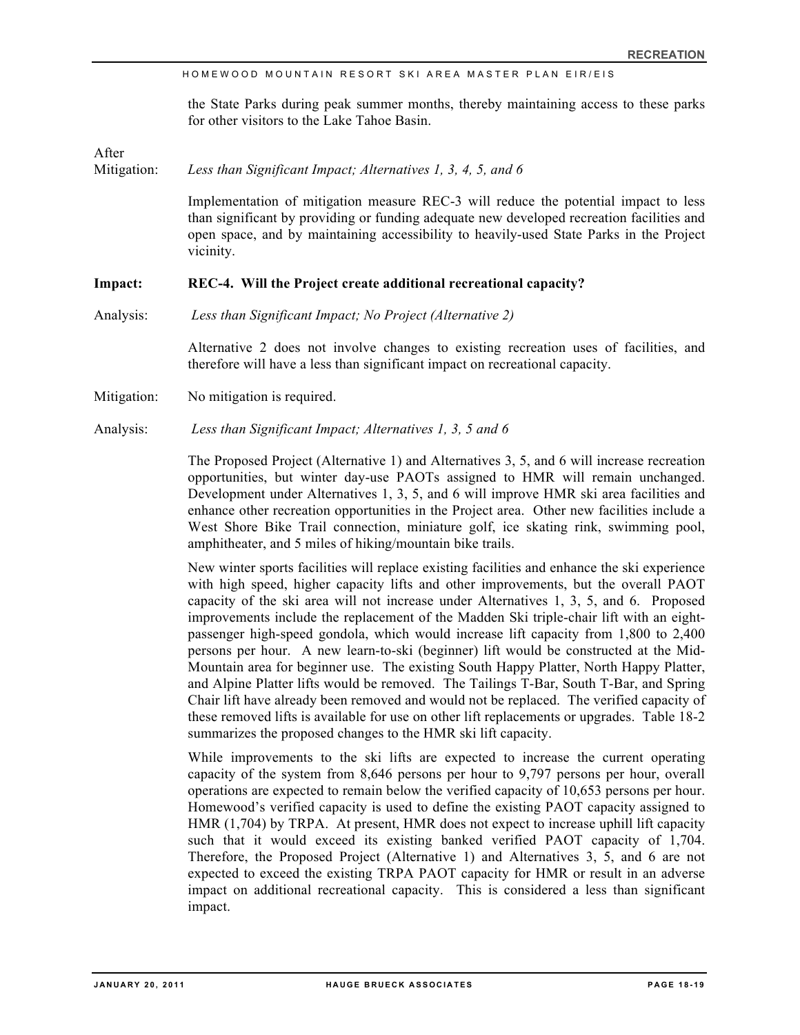the State Parks during peak summer months, thereby maintaining access to these parks for other visitors to the Lake Tahoe Basin.

After Mitigation: *Less than Significant Impact; Alternatives 1, 3, 4, 5, and 6*

Implementation of mitigation measure REC-3 will reduce the potential impact to less than significant by providing or funding adequate new developed recreation facilities and open space, and by maintaining accessibility to heavily-used State Parks in the Project vicinity.

**Impact: REC-4. Will the Project create additional recreational capacity?**

Analysis: *Less than Significant Impact; No Project (Alternative 2)*

Alternative 2 does not involve changes to existing recreation uses of facilities, and therefore will have a less than significant impact on recreational capacity.

Mitigation: No mitigation is required.

Analysis: *Less than Significant Impact; Alternatives 1, 3, 5 and 6*

The Proposed Project (Alternative 1) and Alternatives 3, 5, and 6 will increase recreation opportunities, but winter day-use PAOTs assigned to HMR will remain unchanged. Development under Alternatives 1, 3, 5, and 6 will improve HMR ski area facilities and enhance other recreation opportunities in the Project area. Other new facilities include a West Shore Bike Trail connection, miniature golf, ice skating rink, swimming pool, amphitheater, and 5 miles of hiking/mountain bike trails.

New winter sports facilities will replace existing facilities and enhance the ski experience with high speed, higher capacity lifts and other improvements, but the overall PAOT capacity of the ski area will not increase under Alternatives 1, 3, 5, and 6. Proposed improvements include the replacement of the Madden Ski triple-chair lift with an eight-passenger high-speed gondola, which would increase lift capacity from 1,800 to 2,400 persons per hour. A new learn-to-ski (beginner) lift would be constructed at the Mid-Mountain area for beginner use. The existing South Happy Platter, North Happy Platter, and Alpine Platter lifts would be removed. The Tailings T-Bar, South T-Bar, and Spring Chair lift have already been removed and would not be replaced. The verified capacity of these removed lifts is available for use on other lift replacements or upgrades. Table 18-2 summarizes the proposed changes to the HMR ski lift capacity.

While improvements to the ski lifts are expected to increase the current operating capacity of the system from 8,646 persons per hour to 9,797 persons per hour, overall operations are expected to remain below the verified capacity of 10,653 persons per hour. Homewood's verified capacity is used to define the existing PAOT capacity assigned to HMR (1,704) by TRPA. At present, HMR does not expect to increase uphill lift capacity such that it would exceed its existing banked verified PAOT capacity of 1,704. Therefore, the Proposed Project (Alternative 1) and Alternatives 3, 5, and 6 are not expected to exceed the existing TRPA PAOT capacity for HMR or result in an adverse impact on additional recreational capacity. This is considered a less than significant impact.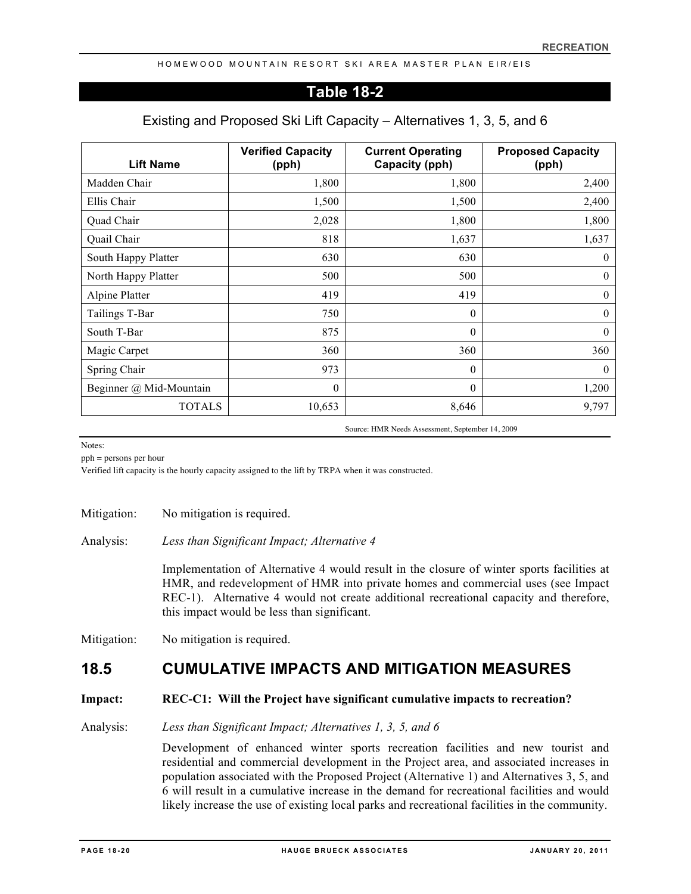## Table 18-2

### Existing and Proposed Ski Lift Capacity – Alternatives 1, 3, 5, and 6

| Lift Name | Verified Capacity (pph) | Current Operating Capacity (pph) | Proposed Capacity (pph) |
|---|---|---|---|
| Madden Chair | 1,800 | 1,800 | 2,400 |
| Ellis Chair | 1,500 | 1,500 | 2,400 |
| Quad Chair | 2,028 | 1,800 | 1,800 |
| Quail Chair | 818 | 1,637 | 1,637 |
| South Happy Platter | 630 | 630 | 0 |
| North Happy Platter | 500 | 500 | 0 |
| Alpine Platter | 419 | 419 | 0 |
| Tailings T-Bar | 750 | 0 | 0 |
| South T-Bar | 875 | 0 | 0 |
| Magic Carpet | 360 | 360 | 360 |
| Spring Chair | 973 | 0 | 0 |
| Beginner @ Mid-Mountain | 0 | 0 | 1,200 |
| TOTALS | 10,653 | 8,646 | 9,797 |

Source: HMR Needs Assessment, September 14, 2009

Notes:
pph = persons per hour
Verified lift capacity is the hourly capacity assigned to the lift by TRPA when it was constructed.

Mitigation: No mitigation is required.

Analysis: *Less than Significant Impact; Alternative 4*

Implementation of Alternative 4 would result in the closure of winter sports facilities at HMR, and redevelopment of HMR into private homes and commercial uses (see Impact REC-1). Alternative 4 would not create additional recreational capacity and therefore, this impact would be less than significant.

Mitigation: No mitigation is required.

## 18.5 CUMULATIVE IMPACTS AND MITIGATION MEASURES

**Impact: REC-C1: Will the Project have significant cumulative impacts to recreation?**

Analysis: *Less than Significant Impact; Alternatives 1, 3, 5, and 6*

Development of enhanced winter sports recreation facilities and new tourist and residential and commercial development in the Project area, and associated increases in population associated with the Proposed Project (Alternative 1) and Alternatives 3, 5, and 6 will result in a cumulative increase in the demand for recreational facilities and would likely increase the use of existing local parks and recreational facilities in the community.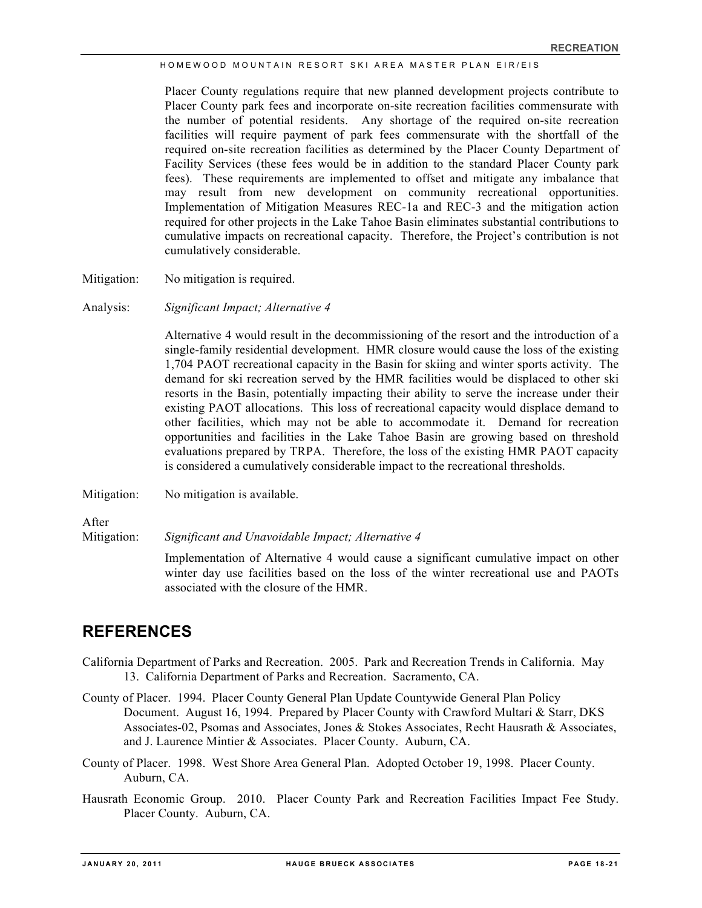Placer County regulations require that new planned development projects contribute to Placer County park fees and incorporate on-site recreation facilities commensurate with the number of potential residents. Any shortage of the required on-site recreation facilities will require payment of park fees commensurate with the shortfall of the required on-site recreation facilities as determined by the Placer County Department of Facility Services (these fees would be in addition to the standard Placer County park fees). These requirements are implemented to offset and mitigate any imbalance that may result from new development on community recreational opportunities. Implementation of Mitigation Measures REC-1a and REC-3 and the mitigation action required for other projects in the Lake Tahoe Basin eliminates substantial contributions to cumulative impacts on recreational capacity. Therefore, the Project's contribution is not cumulatively considerable.

Mitigation: No mitigation is required.

Analysis: *Significant Impact; Alternative 4*

Alternative 4 would result in the decommissioning of the resort and the introduction of a single-family residential development. HMR closure would cause the loss of the existing 1,704 PAOT recreational capacity in the Basin for skiing and winter sports activity. The demand for ski recreation served by the HMR facilities would be displaced to other ski resorts in the Basin, potentially impacting their ability to serve the increase under their existing PAOT allocations. This loss of recreational capacity would displace demand to other facilities, which may not be able to accommodate it. Demand for recreation opportunities and facilities in the Lake Tahoe Basin are growing based on threshold evaluations prepared by TRPA. Therefore, the loss of the existing HMR PAOT capacity is considered a cumulatively considerable impact to the recreational thresholds.

Mitigation: No mitigation is available.

After Mitigation: *Significant and Unavoidable Impact; Alternative 4*

Implementation of Alternative 4 would cause a significant cumulative impact on other winter day use facilities based on the loss of the winter recreational use and PAOTs associated with the closure of the HMR.

## REFERENCES

California Department of Parks and Recreation. 2005. Park and Recreation Trends in California. May 13. California Department of Parks and Recreation. Sacramento, CA.

County of Placer. 1994. Placer County General Plan Update Countywide General Plan Policy Document. August 16, 1994. Prepared by Placer County with Crawford Multari & Starr, DKS Associates-02, Psomas and Associates, Jones & Stokes Associates, Recht Hausrath & Associates, and J. Laurence Mintier & Associates. Placer County. Auburn, CA.

County of Placer. 1998. West Shore Area General Plan. Adopted October 19, 1998. Placer County. Auburn, CA.

Hausrath Economic Group. 2010. Placer County Park and Recreation Facilities Impact Fee Study. Placer County. Auburn, CA.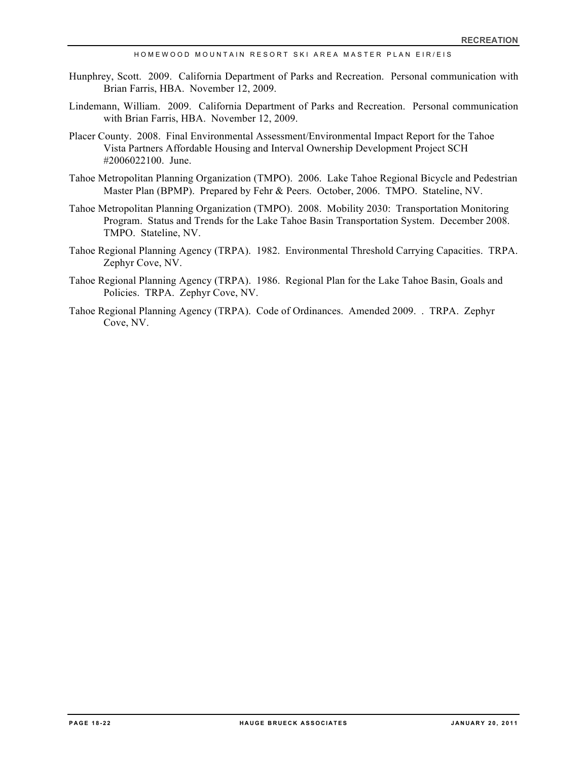Hunphrey, Scott. 2009. California Department of Parks and Recreation. Personal communication with Brian Farris, HBA. November 12, 2009.

Lindemann, William. 2009. California Department of Parks and Recreation. Personal communication with Brian Farris, HBA. November 12, 2009.

Placer County. 2008. Final Environmental Assessment/Environmental Impact Report for the Tahoe Vista Partners Affordable Housing and Interval Ownership Development Project SCH #2006022100. June.

Tahoe Metropolitan Planning Organization (TMPO). 2006. Lake Tahoe Regional Bicycle and Pedestrian Master Plan (BPMP). Prepared by Fehr & Peers. October, 2006. TMPO. Stateline, NV.

Tahoe Metropolitan Planning Organization (TMPO). 2008. Mobility 2030: Transportation Monitoring Program. Status and Trends for the Lake Tahoe Basin Transportation System. December 2008. TMPO. Stateline, NV.

Tahoe Regional Planning Agency (TRPA). 1982. Environmental Threshold Carrying Capacities. TRPA. Zephyr Cove, NV.

Tahoe Regional Planning Agency (TRPA). 1986. Regional Plan for the Lake Tahoe Basin, Goals and Policies. TRPA. Zephyr Cove, NV.

Tahoe Regional Planning Agency (TRPA). Code of Ordinances. Amended 2009. . TRPA. Zephyr Cove, NV.